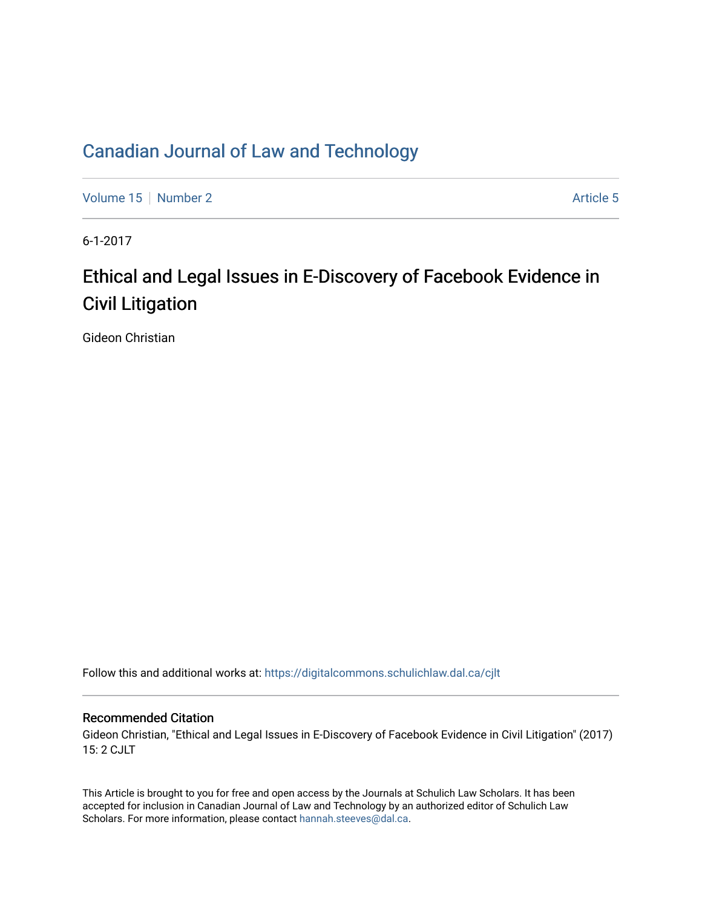# Canadian Journal of Law and Technology

Volume 15 | Number 2 | Article 5

6-1-2017

## Ethical and Legal Issues in E-Discovery of Facebook Evidence in Civil Litigation

Gideon Christian

Follow this and additional works at: https://digitalcommons.schulichlaw.dal.ca/cjlt

### Recommended Citation

Gideon Christian, "Ethical and Legal Issues in E-Discovery of Facebook Evidence in Civil Litigation" (2017) 15: 2 CJLT

This Article is brought to you for free and open access by the Journals at Schulich Law Scholars. It has been accepted for inclusion in Canadian Journal of Law and Technology by an authorized editor of Schulich Law Scholars. For more information, please contact hannah.steeves@dal.ca.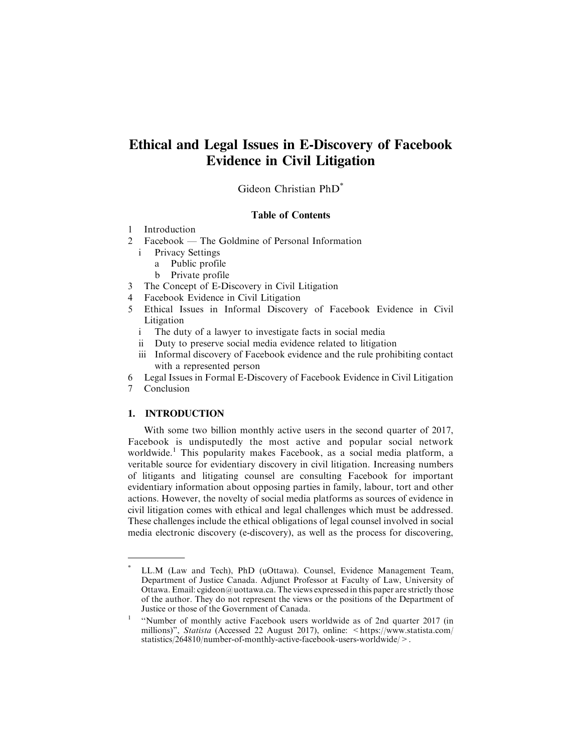# Ethical and Legal Issues in E-Discovery of Facebook Evidence in Civil Litigation

Gideon Christian PhD*

**Table of Contents**

1 Introduction
2 Facebook — The Goldmine of Personal Information
   i Privacy Settings
      a Public profile
      b Private profile
3 The Concept of E-Discovery in Civil Litigation
4 Facebook Evidence in Civil Litigation
5 Ethical Issues in Informal Discovery of Facebook Evidence in Civil Litigation
   i The duty of a lawyer to investigate facts in social media
   ii Duty to preserve social media evidence related to litigation
   iii Informal discovery of Facebook evidence and the rule prohibiting contact with a represented person
6 Legal Issues in Formal E-Discovery of Facebook Evidence in Civil Litigation
7 Conclusion

## 1. INTRODUCTION

With some two billion monthly active users in the second quarter of 2017, Facebook is undisputedly the most active and popular social network worldwide.[1] This popularity makes Facebook, as a social media platform, a veritable source for evidentiary discovery in civil litigation. Increasing numbers of litigants and litigating counsel are consulting Facebook for important evidentiary information about opposing parties in family, labour, tort and other actions. However, the novelty of social media platforms as sources of evidence in civil litigation comes with ethical and legal challenges which must be addressed. These challenges include the ethical obligations of legal counsel involved in social media electronic discovery (e-discovery), as well as the process for discovering,

---

* LL.M (Law and Tech), PhD (uOttawa). Counsel, Evidence Management Team, Department of Justice Canada. Adjunct Professor at Faculty of Law, University of Ottawa. Email: cgideon@uottawa.ca. The views expressed in this paper are strictly those of the author. They do not represent the views or the positions of the Department of Justice or those of the Government of Canada.

[1] "Number of monthly active Facebook users worldwide as of 2nd quarter 2017 (in millions)", *Statista* (Accessed 22 August 2017), online: < https://www.statista.com/statistics/264810/number-of-monthly-active-facebook-users-worldwide/ >.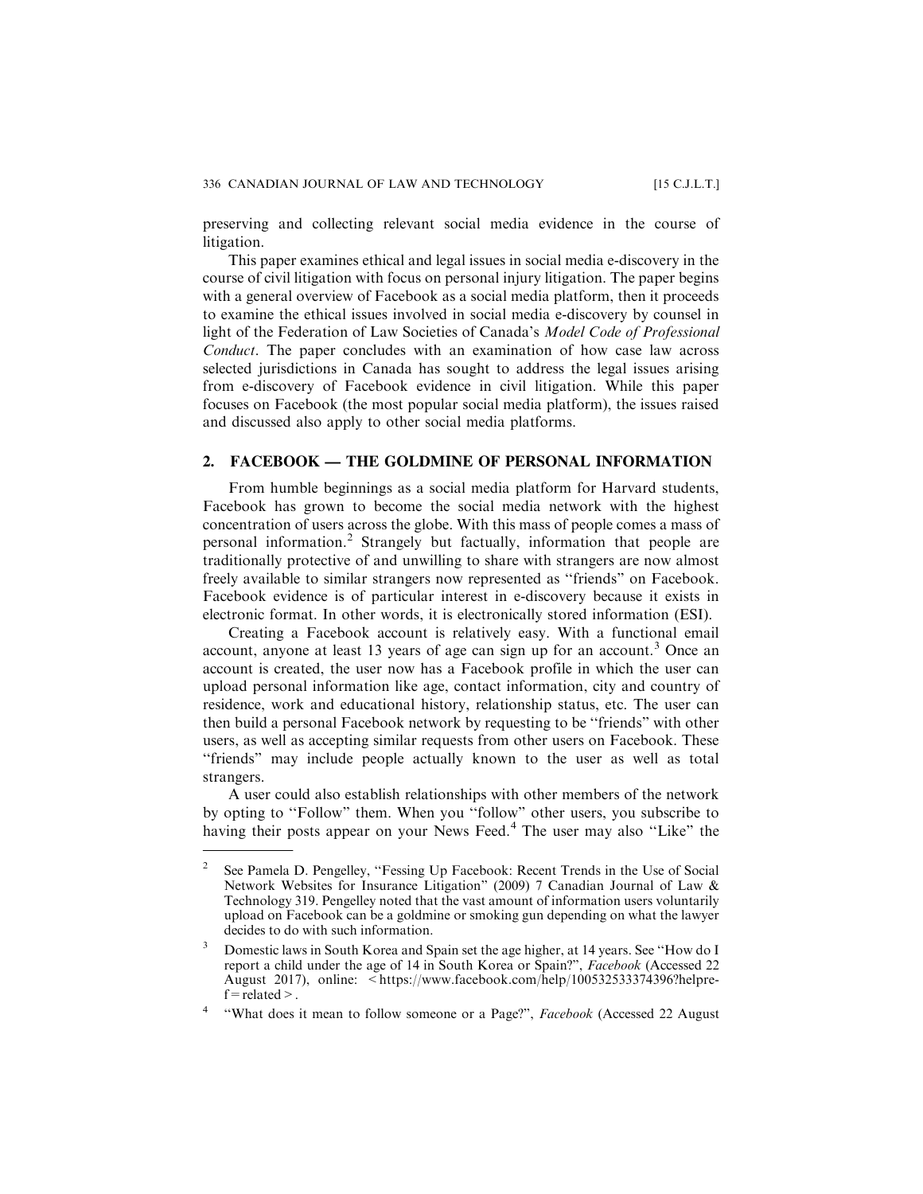preserving and collecting relevant social media evidence in the course of litigation.

This paper examines ethical and legal issues in social media e-discovery in the course of civil litigation with focus on personal injury litigation. The paper begins with a general overview of Facebook as a social media platform, then it proceeds to examine the ethical issues involved in social media e-discovery by counsel in light of the Federation of Law Societies of Canada's *Model Code of Professional Conduct*. The paper concludes with an examination of how case law across selected jurisdictions in Canada has sought to address the legal issues arising from e-discovery of Facebook evidence in civil litigation. While this paper focuses on Facebook (the most popular social media platform), the issues raised and discussed also apply to other social media platforms.

## 2. FACEBOOK — THE GOLDMINE OF PERSONAL INFORMATION

From humble beginnings as a social media platform for Harvard students, Facebook has grown to become the social media network with the highest concentration of users across the globe. With this mass of people comes a mass of personal information.[2] Strangely but factually, information that people are traditionally protective of and unwilling to share with strangers are now almost freely available to similar strangers now represented as "friends" on Facebook. Facebook evidence is of particular interest in e-discovery because it exists in electronic format. In other words, it is electronically stored information (ESI).

Creating a Facebook account is relatively easy. With a functional email account, anyone at least 13 years of age can sign up for an account.[3] Once an account is created, the user now has a Facebook profile in which the user can upload personal information like age, contact information, city and country of residence, work and educational history, relationship status, etc. The user can then build a personal Facebook network by requesting to be "friends" with other users, as well as accepting similar requests from other users on Facebook. These "friends" may include people actually known to the user as well as total strangers.

A user could also establish relationships with other members of the network by opting to "Follow" them. When you "follow" other users, you subscribe to having their posts appear on your News Feed.[4] The user may also "Like" the

---

[2] See Pamela D. Pengelley, "Fessing Up Facebook: Recent Trends in the Use of Social Network Websites for Insurance Litigation" (2009) 7 Canadian Journal of Law & Technology 319. Pengelley noted that the vast amount of information users voluntarily upload on Facebook can be a goldmine or smoking gun depending on what the lawyer decides to do with such information.

[3] Domestic laws in South Korea and Spain set the age higher, at 14 years. See "How do I report a child under the age of 14 in South Korea or Spain?", *Facebook* (Accessed 22 August 2017), online: <https://www.facebook.com/help/100532533374396?helpref=related>.

[4] "What does it mean to follow someone or a Page?", *Facebook* (Accessed 22 August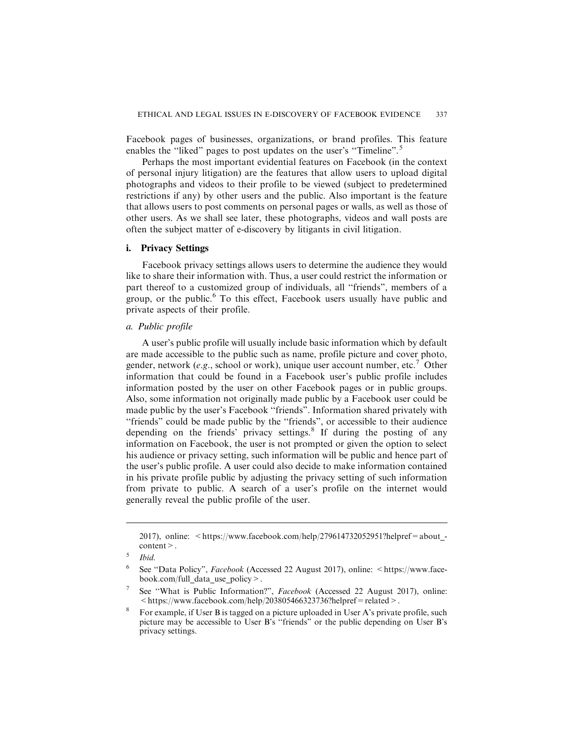Facebook pages of businesses, organizations, or brand profiles. This feature enables the "liked" pages to post updates on the user's "Timeline".[5]

Perhaps the most important evidential features on Facebook (in the context of personal injury litigation) are the features that allow users to upload digital photographs and videos to their profile to be viewed (subject to predetermined restrictions if any) by other users and the public. Also important is the feature that allows users to post comments on personal pages or walls, as well as those of other users. As we shall see later, these photographs, videos and wall posts are often the subject matter of e-discovery by litigants in civil litigation.

### i. Privacy Settings

Facebook privacy settings allows users to determine the audience they would like to share their information with. Thus, a user could restrict the information or part thereof to a customized group of individuals, all "friends", members of a group, or the public.[6] To this effect, Facebook users usually have public and private aspects of their profile.

#### *a. Public profile*

A user's public profile will usually include basic information which by default are made accessible to the public such as name, profile picture and cover photo, gender, network (*e.g.*, school or work), unique user account number, etc.[7] Other information that could be found in a Facebook user's public profile includes information posted by the user on other Facebook pages or in public groups. Also, some information not originally made public by a Facebook user could be made public by the user's Facebook "friends". Information shared privately with "friends" could be made public by the "friends", or accessible to their audience depending on the friends' privacy settings.[8] If during the posting of any information on Facebook, the user is not prompted or given the option to select his audience or privacy setting, such information will be public and hence part of the user's public profile. A user could also decide to make information contained in his private profile public by adjusting the privacy setting of such information from private to public. A search of a user's profile on the internet would generally reveal the public profile of the user.

---

2017), online: <https://www.facebook.com/help/279614732052951?helpref=about_content>.

[5] *Ibid.*

[6] See "Data Policy", *Facebook* (Accessed 22 August 2017), online: <https://www.facebook.com/full_data_use_policy>.

[7] See "What is Public Information?", *Facebook* (Accessed 22 August 2017), online: <https://www.facebook.com/help/203805466323736?helpref=related>.

[8] For example, if User B is tagged on a picture uploaded in User A's private profile, such picture may be accessible to User B's "friends" or the public depending on User B's privacy settings.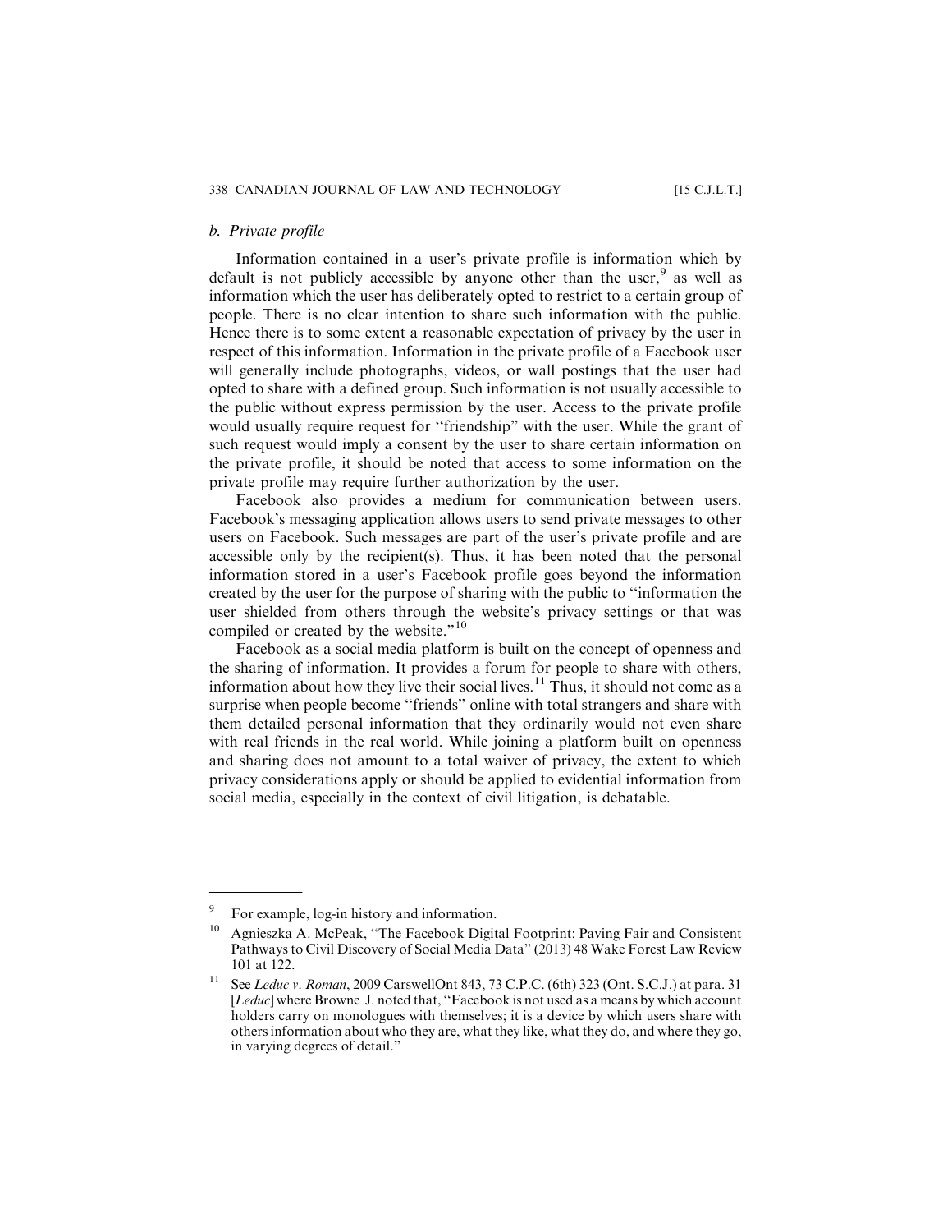### *b. Private profile*

Information contained in a user's private profile is information which by default is not publicly accessible by anyone other than the user,[9] as well as information which the user has deliberately opted to restrict to a certain group of people. There is no clear intention to share such information with the public. Hence there is to some extent a reasonable expectation of privacy by the user in respect of this information. Information in the private profile of a Facebook user will generally include photographs, videos, or wall postings that the user had opted to share with a defined group. Such information is not usually accessible to the public without express permission by the user. Access to the private profile would usually require request for "friendship" with the user. While the grant of such request would imply a consent by the user to share certain information on the private profile, it should be noted that access to some information on the private profile may require further authorization by the user.

Facebook also provides a medium for communication between users. Facebook's messaging application allows users to send private messages to other users on Facebook. Such messages are part of the user's private profile and are accessible only by the recipient(s). Thus, it has been noted that the personal information stored in a user's Facebook profile goes beyond the information created by the user for the purpose of sharing with the public to "information the user shielded from others through the website's privacy settings or that was compiled or created by the website."[10]

Facebook as a social media platform is built on the concept of openness and the sharing of information. It provides a forum for people to share with others, information about how they live their social lives.[11] Thus, it should not come as a surprise when people become "friends" online with total strangers and share with them detailed personal information that they ordinarily would not even share with real friends in the real world. While joining a platform built on openness and sharing does not amount to a total waiver of privacy, the extent to which privacy considerations apply or should be applied to evidential information from social media, especially in the context of civil litigation, is debatable.

---

[9] For example, log-in history and information.

[10] Agnieszka A. McPeak, "The Facebook Digital Footprint: Paving Fair and Consistent Pathways to Civil Discovery of Social Media Data" (2013) 48 Wake Forest Law Review 101 at 122.

[11] See *Leduc v. Roman*, 2009 CarswellOnt 843, 73 C.P.C. (6th) 323 (Ont. S.C.J.) at para. 31 [*Leduc*] where Browne J. noted that, "Facebook is not used as a means by which account holders carry on monologues with themselves; it is a device by which users share with others information about who they are, what they like, what they do, and where they go, in varying degrees of detail."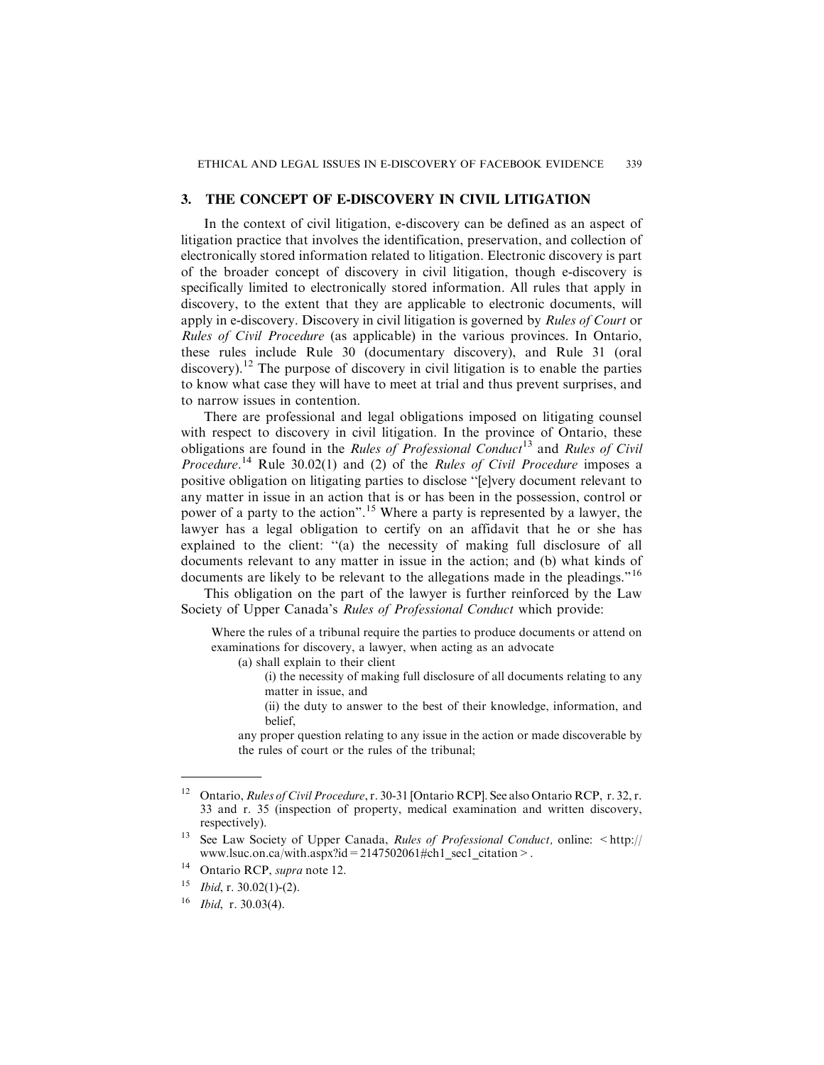## 3. THE CONCEPT OF E-DISCOVERY IN CIVIL LITIGATION

In the context of civil litigation, e-discovery can be defined as an aspect of litigation practice that involves the identification, preservation, and collection of electronically stored information related to litigation. Electronic discovery is part of the broader concept of discovery in civil litigation, though e-discovery is specifically limited to electronically stored information. All rules that apply in discovery, to the extent that they are applicable to electronic documents, will apply in e-discovery. Discovery in civil litigation is governed by *Rules of Court* or *Rules of Civil Procedure* (as applicable) in the various provinces. In Ontario, these rules include Rule 30 (documentary discovery), and Rule 31 (oral discovery).[12] The purpose of discovery in civil litigation is to enable the parties to know what case they will have to meet at trial and thus prevent surprises, and to narrow issues in contention.

There are professional and legal obligations imposed on litigating counsel with respect to discovery in civil litigation. In the province of Ontario, these obligations are found in the *Rules of Professional Conduct*[13] and *Rules of Civil Procedure*.[14] Rule 30.02(1) and (2) of the *Rules of Civil Procedure* imposes a positive obligation on litigating parties to disclose "[e]very document relevant to any matter in issue in an action that is or has been in the possession, control or power of a party to the action".[15] Where a party is represented by a lawyer, the lawyer has a legal obligation to certify on an affidavit that he or she has explained to the client: "(a) the necessity of making full disclosure of all documents relevant to any matter in issue in the action; and (b) what kinds of documents are likely to be relevant to the allegations made in the pleadings."[16]

This obligation on the part of the lawyer is further reinforced by the Law Society of Upper Canada's *Rules of Professional Conduct* which provide:

> Where the rules of a tribunal require the parties to produce documents or attend on examinations for discovery, a lawyer, when acting as an advocate
>
> (a) shall explain to their client
>
> (i) the necessity of making full disclosure of all documents relating to any matter in issue, and
>
> (ii) the duty to answer to the best of their knowledge, information, and belief,
>
> any proper question relating to any issue in the action or made discoverable by the rules of court or the rules of the tribunal;

---

[12] Ontario, *Rules of Civil Procedure*, r. 30-31 [Ontario RCP]. See also Ontario RCP, r. 32, r. 33 and r. 35 (inspection of property, medical examination and written discovery, respectively).

[13] See Law Society of Upper Canada, *Rules of Professional Conduct,* online: <http://www.lsuc.on.ca/with.aspx?id=2147502061#ch1_sec1_citation>.

[14] Ontario RCP, *supra* note 12.

[15] *Ibid*, r. 30.02(1)-(2).

[16] *Ibid*, r. 30.03(4).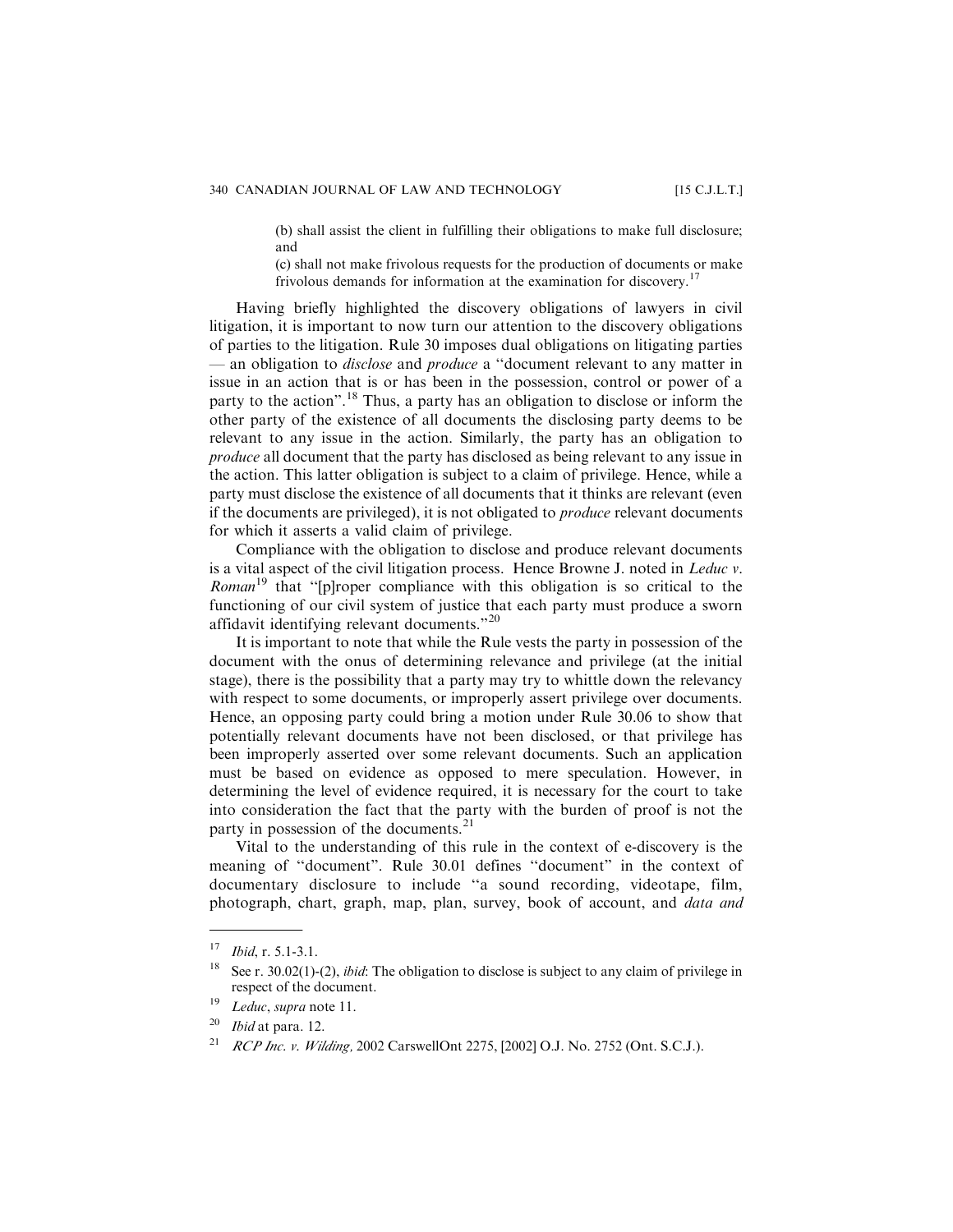> (b) shall assist the client in fulfilling their obligations to make full disclosure; and
>
> (c) shall not make frivolous requests for the production of documents or make frivolous demands for information at the examination for discovery.[17]

Having briefly highlighted the discovery obligations of lawyers in civil litigation, it is important to now turn our attention to the discovery obligations of parties to the litigation. Rule 30 imposes dual obligations on litigating parties — an obligation to *disclose* and *produce* a "document relevant to any matter in issue in an action that is or has been in the possession, control or power of a party to the action".[18] Thus, a party has an obligation to disclose or inform the other party of the existence of all documents the disclosing party deems to be relevant to any issue in the action. Similarly, the party has an obligation to *produce* all document that the party has disclosed as being relevant to any issue in the action. This latter obligation is subject to a claim of privilege. Hence, while a party must disclose the existence of all documents that it thinks are relevant (even if the documents are privileged), it is not obligated to *produce* relevant documents for which it asserts a valid claim of privilege.

Compliance with the obligation to disclose and produce relevant documents is a vital aspect of the civil litigation process. Hence Browne J. noted in *Leduc v. Roman*[19] that "[p]roper compliance with this obligation is so critical to the functioning of our civil system of justice that each party must produce a sworn affidavit identifying relevant documents."[20]

It is important to note that while the Rule vests the party in possession of the document with the onus of determining relevance and privilege (at the initial stage), there is the possibility that a party may try to whittle down the relevancy with respect to some documents, or improperly assert privilege over documents. Hence, an opposing party could bring a motion under Rule 30.06 to show that potentially relevant documents have not been disclosed, or that privilege has been improperly asserted over some relevant documents. Such an application must be based on evidence as opposed to mere speculation. However, in determining the level of evidence required, it is necessary for the court to take into consideration the fact that the party with the burden of proof is not the party in possession of the documents.[21]

Vital to the understanding of this rule in the context of e-discovery is the meaning of "document". Rule 30.01 defines "document" in the context of documentary disclosure to include "a sound recording, videotape, film, photograph, chart, graph, map, plan, survey, book of account, and *data and*

---

[17] *Ibid*, r. 5.1-3.1.

[18] See r. 30.02(1)-(2), *ibid*: The obligation to disclose is subject to any claim of privilege in respect of the document.

[19] *Leduc*, *supra* note 11.

[20] *Ibid* at para. 12.

[21] *RCP Inc. v. Wilding,* 2002 CarswellOnt 2275, [2002] O.J. No. 2752 (Ont. S.C.J.).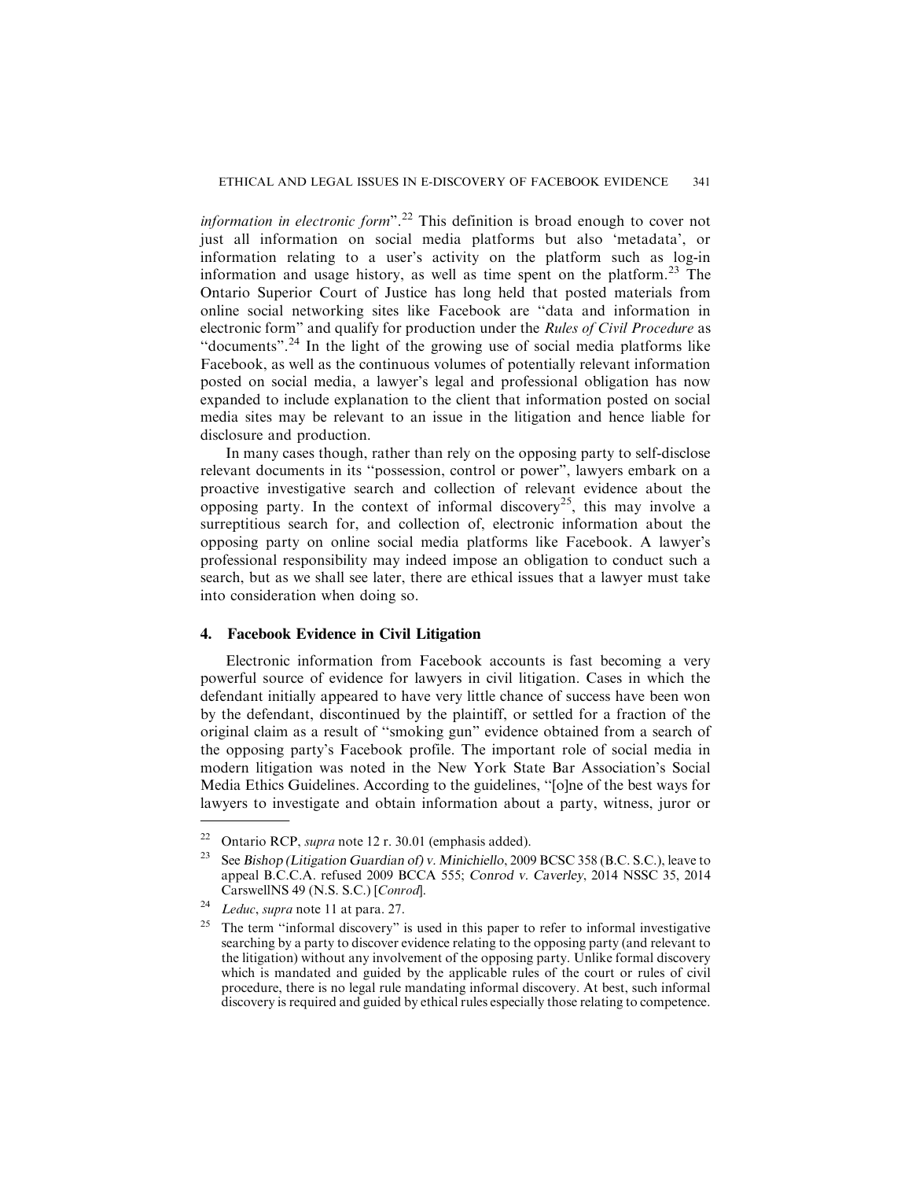*information in electronic form*".[22] This definition is broad enough to cover not just all information on social media platforms but also 'metadata', or information relating to a user's activity on the platform such as log-in information and usage history, as well as time spent on the platform.[23] The Ontario Superior Court of Justice has long held that posted materials from online social networking sites like Facebook are "data and information in electronic form" and qualify for production under the *Rules of Civil Procedure* as "documents".[24] In the light of the growing use of social media platforms like Facebook, as well as the continuous volumes of potentially relevant information posted on social media, a lawyer's legal and professional obligation has now expanded to include explanation to the client that information posted on social media sites may be relevant to an issue in the litigation and hence liable for disclosure and production.

In many cases though, rather than rely on the opposing party to self-disclose relevant documents in its "possession, control or power", lawyers embark on a proactive investigative search and collection of relevant evidence about the opposing party. In the context of informal discovery[25], this may involve a surreptitious search for, and collection of, electronic information about the opposing party on online social media platforms like Facebook. A lawyer's professional responsibility may indeed impose an obligation to conduct such a search, but as we shall see later, there are ethical issues that a lawyer must take into consideration when doing so.

## 4. Facebook Evidence in Civil Litigation

Electronic information from Facebook accounts is fast becoming a very powerful source of evidence for lawyers in civil litigation. Cases in which the defendant initially appeared to have very little chance of success have been won by the defendant, discontinued by the plaintiff, or settled for a fraction of the original claim as a result of "smoking gun" evidence obtained from a search of the opposing party's Facebook profile. The important role of social media in modern litigation was noted in the New York State Bar Association's Social Media Ethics Guidelines. According to the guidelines, "[o]ne of the best ways for lawyers to investigate and obtain information about a party, witness, juror or

---

[22] Ontario RCP, *supra* note 12 r. 30.01 (emphasis added).

[23] See *Bishop (Litigation Guardian of) v. Minichiello*, 2009 BCSC 358 (B.C. S.C.), leave to appeal B.C.C.A. refused 2009 BCCA 555; *Conrod v. Caverley*, 2014 NSSC 35, 2014 CarswellNS 49 (N.S. S.C.) [*Conrod*].

[24] *Leduc*, *supra* note 11 at para. 27.

[25] The term "informal discovery" is used in this paper to refer to informal investigative searching by a party to discover evidence relating to the opposing party (and relevant to the litigation) without any involvement of the opposing party. Unlike formal discovery which is mandated and guided by the applicable rules of the court or rules of civil procedure, there is no legal rule mandating informal discovery. At best, such informal discovery is required and guided by ethical rules especially those relating to competence.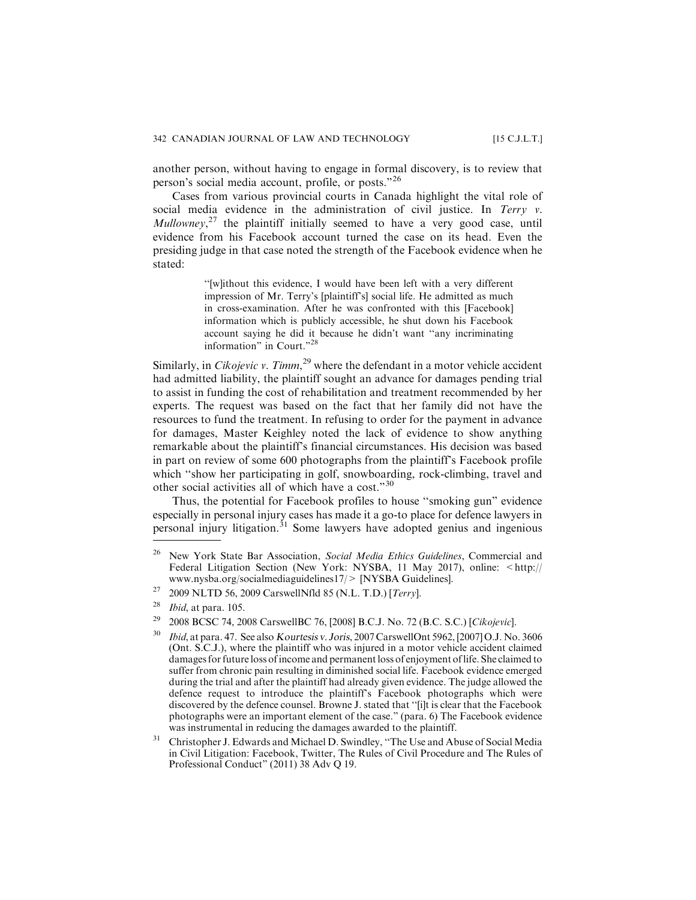another person, without having to engage in formal discovery, is to review that person's social media account, profile, or posts."[26]

Cases from various provincial courts in Canada highlight the vital role of social media evidence in the administration of civil justice. In *Terry v. Mullowney*,[27] the plaintiff initially seemed to have a very good case, until evidence from his Facebook account turned the case on its head. Even the presiding judge in that case noted the strength of the Facebook evidence when he stated:

> "[w]ithout this evidence, I would have been left with a very different impression of Mr. Terry's [plaintiff's] social life. He admitted as much in cross-examination. After he was confronted with this [Facebook] information which is publicly accessible, he shut down his Facebook account saying he did it because he didn't want "any incriminating information" in Court."[28]

Similarly, in *Cikojevic v. Timm*,[29] where the defendant in a motor vehicle accident had admitted liability, the plaintiff sought an advance for damages pending trial to assist in funding the cost of rehabilitation and treatment recommended by her experts. The request was based on the fact that her family did not have the resources to fund the treatment. In refusing to order for the payment in advance for damages, Master Keighley noted the lack of evidence to show anything remarkable about the plaintiff's financial circumstances. His decision was based in part on review of some 600 photographs from the plaintiff's Facebook profile which "show her participating in golf, snowboarding, rock-climbing, travel and other social activities all of which have a cost."[30]

Thus, the potential for Facebook profiles to house "smoking gun" evidence especially in personal injury cases has made it a go-to place for defence lawyers in personal injury litigation.[31] Some lawyers have adopted genius and ingenious

---

[26] New York State Bar Association, *Social Media Ethics Guidelines*, Commercial and Federal Litigation Section (New York: NYSBA, 11 May 2017), online: <http://www.nysba.org/socialmediaguidelines17/> [NYSBA Guidelines].

[27] 2009 NLTD 56, 2009 CarswellNfld 85 (N.L. T.D.) [*Terry*].

[28] *Ibid*, at para. 105.

[29] 2008 BCSC 74, 2008 CarswellBC 76, [2008] B.C.J. No. 72 (B.C. S.C.) [*Cikojevic*].

[30] *Ibid*, at para. 47. See also *Kourtesis v. Joris*, 2007 CarswellOnt 5962, [2007] O.J. No. 3606 (Ont. S.C.J.), where the plaintiff who was injured in a motor vehicle accident claimed damages for future loss of income and permanent loss of enjoyment of life. She claimed to suffer from chronic pain resulting in diminished social life. Facebook evidence emerged during the trial and after the plaintiff had already given evidence. The judge allowed the defence request to introduce the plaintiff's Facebook photographs which were discovered by the defence counsel. Browne J. stated that "[i]t is clear that the Facebook photographs were an important element of the case." (para. 6) The Facebook evidence was instrumental in reducing the damages awarded to the plaintiff.

[31] Christopher J. Edwards and Michael D. Swindley, "The Use and Abuse of Social Media in Civil Litigation: Facebook, Twitter, The Rules of Civil Procedure and The Rules of Professional Conduct" (2011) 38 Adv Q 19.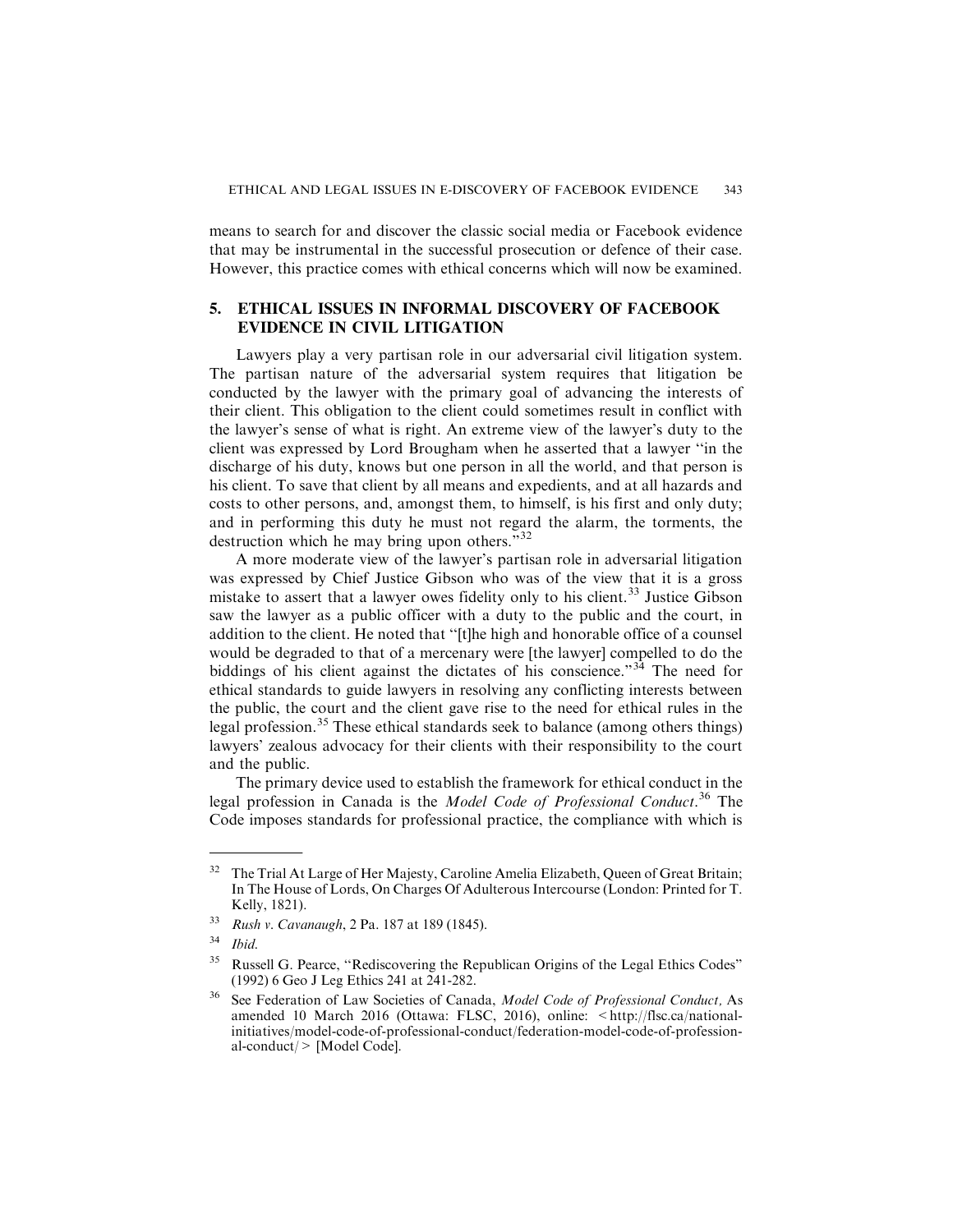means to search for and discover the classic social media or Facebook evidence that may be instrumental in the successful prosecution or defence of their case. However, this practice comes with ethical concerns which will now be examined.

## 5. ETHICAL ISSUES IN INFORMAL DISCOVERY OF FACEBOOK EVIDENCE IN CIVIL LITIGATION

Lawyers play a very partisan role in our adversarial civil litigation system. The partisan nature of the adversarial system requires that litigation be conducted by the lawyer with the primary goal of advancing the interests of their client. This obligation to the client could sometimes result in conflict with the lawyer's sense of what is right. An extreme view of the lawyer's duty to the client was expressed by Lord Brougham when he asserted that a lawyer "in the discharge of his duty, knows but one person in all the world, and that person is his client. To save that client by all means and expedients, and at all hazards and costs to other persons, and, amongst them, to himself, is his first and only duty; and in performing this duty he must not regard the alarm, the torments, the destruction which he may bring upon others."[32]

A more moderate view of the lawyer's partisan role in adversarial litigation was expressed by Chief Justice Gibson who was of the view that it is a gross mistake to assert that a lawyer owes fidelity only to his client.[33] Justice Gibson saw the lawyer as a public officer with a duty to the public and the court, in addition to the client. He noted that "[t]he high and honorable office of a counsel would be degraded to that of a mercenary were [the lawyer] compelled to do the biddings of his client against the dictates of his conscience."[34] The need for ethical standards to guide lawyers in resolving any conflicting interests between the public, the court and the client gave rise to the need for ethical rules in the legal profession.[35] These ethical standards seek to balance (among others things) lawyers' zealous advocacy for their clients with their responsibility to the court and the public.

The primary device used to establish the framework for ethical conduct in the legal profession in Canada is the *Model Code of Professional Conduct*.[36] The Code imposes standards for professional practice, the compliance with which is

---

[32] The Trial At Large of Her Majesty, Caroline Amelia Elizabeth, Queen of Great Britain; In The House of Lords, On Charges Of Adulterous Intercourse (London: Printed for T. Kelly, 1821).

[33] *Rush v. Cavanaugh*, 2 Pa. 187 at 189 (1845).

[34] *Ibid.*

[35] Russell G. Pearce, "Rediscovering the Republican Origins of the Legal Ethics Codes" (1992) 6 Geo J Leg Ethics 241 at 241-282.

[36] See Federation of Law Societies of Canada, *Model Code of Professional Conduct,* As amended 10 March 2016 (Ottawa: FLSC, 2016), online: <http://flsc.ca/national-initiatives/model-code-of-professional-conduct/federation-model-code-of-professional-conduct/> [Model Code].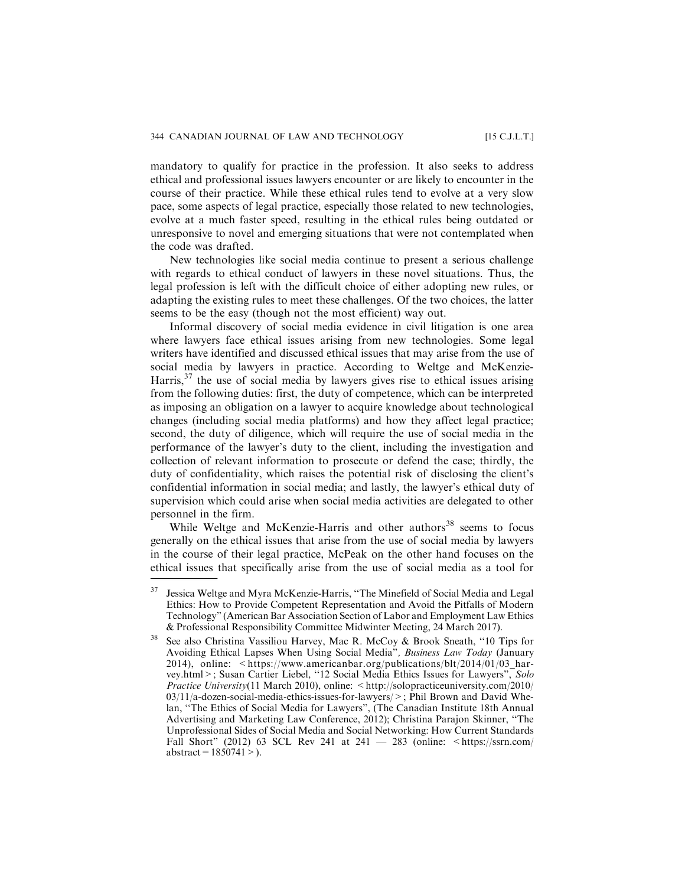mandatory to qualify for practice in the profession. It also seeks to address ethical and professional issues lawyers encounter or are likely to encounter in the course of their practice. While these ethical rules tend to evolve at a very slow pace, some aspects of legal practice, especially those related to new technologies, evolve at a much faster speed, resulting in the ethical rules being outdated or unresponsive to novel and emerging situations that were not contemplated when the code was drafted.

New technologies like social media continue to present a serious challenge with regards to ethical conduct of lawyers in these novel situations. Thus, the legal profession is left with the difficult choice of either adopting new rules, or adapting the existing rules to meet these challenges. Of the two choices, the latter seems to be the easy (though not the most efficient) way out.

Informal discovery of social media evidence in civil litigation is one area where lawyers face ethical issues arising from new technologies. Some legal writers have identified and discussed ethical issues that may arise from the use of social media by lawyers in practice. According to Weltge and McKenzie-Harris,[37] the use of social media by lawyers gives rise to ethical issues arising from the following duties: first, the duty of competence, which can be interpreted as imposing an obligation on a lawyer to acquire knowledge about technological changes (including social media platforms) and how they affect legal practice; second, the duty of diligence, which will require the use of social media in the performance of the lawyer's duty to the client, including the investigation and collection of relevant information to prosecute or defend the case; thirdly, the duty of confidentiality, which raises the potential risk of disclosing the client's confidential information in social media; and lastly, the lawyer's ethical duty of supervision which could arise when social media activities are delegated to other personnel in the firm.

While Weltge and McKenzie-Harris and other authors[38] seems to focus generally on the ethical issues that arise from the use of social media by lawyers in the course of their legal practice, McPeak on the other hand focuses on the ethical issues that specifically arise from the use of social media as a tool for

---

[37] Jessica Weltge and Myra McKenzie-Harris, "The Minefield of Social Media and Legal Ethics: How to Provide Competent Representation and Avoid the Pitfalls of Modern Technology" (American Bar Association Section of Labor and Employment Law Ethics & Professional Responsibility Committee Midwinter Meeting, 24 March 2017).

[38] See also Christina Vassiliou Harvey, Mac R. McCoy & Brook Sneath, "10 Tips for Avoiding Ethical Lapses When Using Social Media", *Business Law Today* (January 2014), online: <https://www.americanbar.org/publications/blt/2014/01/03_harvey.html>; Susan Cartier Liebel, "12 Social Media Ethics Issues for Lawyers", *Solo Practice University*(11 March 2010), online: <http://solopracticeuniversity.com/2010/03/11/a-dozen-social-media-ethics-issues-for-lawyers/>; Phil Brown and David Whelan, "The Ethics of Social Media for Lawyers", (The Canadian Institute 18th Annual Advertising and Marketing Law Conference, 2012); Christina Parajon Skinner, "The Unprofessional Sides of Social Media and Social Networking: How Current Standards Fall Short" (2012) 63 SCL Rev 241 at 241 — 283 (online: <https://ssrn.com/abstract=1850741>).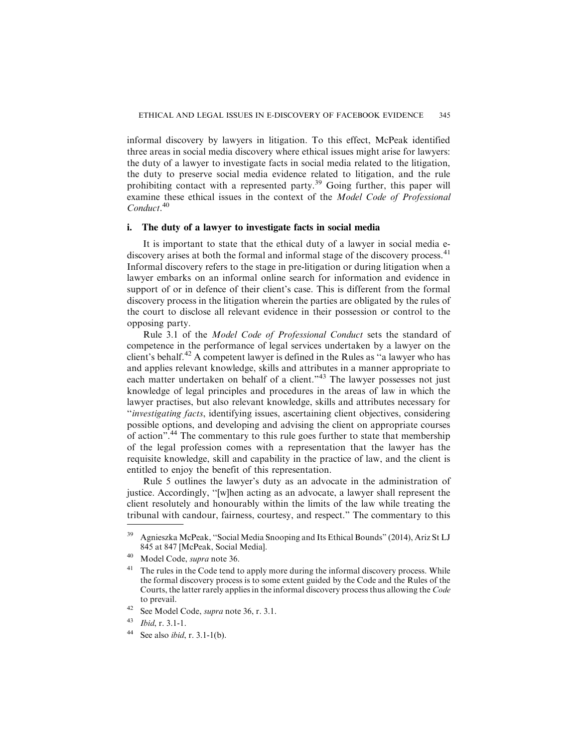informal discovery by lawyers in litigation. To this effect, McPeak identified three areas in social media discovery where ethical issues might arise for lawyers: the duty of a lawyer to investigate facts in social media related to the litigation, the duty to preserve social media evidence related to litigation, and the rule prohibiting contact with a represented party.[39] Going further, this paper will examine these ethical issues in the context of the *Model Code of Professional Conduct*.[40]

### i. The duty of a lawyer to investigate facts in social media

It is important to state that the ethical duty of a lawyer in social media e-discovery arises at both the formal and informal stage of the discovery process.[41] Informal discovery refers to the stage in pre-litigation or during litigation when a lawyer embarks on an informal online search for information and evidence in support of or in defence of their client's case. This is different from the formal discovery process in the litigation wherein the parties are obligated by the rules of the court to disclose all relevant evidence in their possession or control to the opposing party.

Rule 3.1 of the *Model Code of Professional Conduct* sets the standard of competence in the performance of legal services undertaken by a lawyer on the client's behalf.[42] A competent lawyer is defined in the Rules as "a lawyer who has and applies relevant knowledge, skills and attributes in a manner appropriate to each matter undertaken on behalf of a client."[43] The lawyer possesses not just knowledge of legal principles and procedures in the areas of law in which the lawyer practises, but also relevant knowledge, skills and attributes necessary for "*investigating facts*, identifying issues, ascertaining client objectives, considering possible options, and developing and advising the client on appropriate courses of action".[44] The commentary to this rule goes further to state that membership of the legal profession comes with a representation that the lawyer has the requisite knowledge, skill and capability in the practice of law, and the client is entitled to enjoy the benefit of this representation.

Rule 5 outlines the lawyer's duty as an advocate in the administration of justice. Accordingly, "[w]hen acting as an advocate, a lawyer shall represent the client resolutely and honourably within the limits of the law while treating the tribunal with candour, fairness, courtesy, and respect." The commentary to this

---

[39] Agnieszka McPeak, "Social Media Snooping and Its Ethical Bounds" (2014), Ariz St LJ 845 at 847 [McPeak, Social Media].

[40] Model Code, *supra* note 36.

[41] The rules in the Code tend to apply more during the informal discovery process. While the formal discovery process is to some extent guided by the Code and the Rules of the Courts, the latter rarely applies in the informal discovery process thus allowing the *Code* to prevail.

[42] See Model Code, *supra* note 36, r. 3.1.

[43] *Ibid*, r. 3.1-1.

[44] See also *ibid*, r. 3.1-1(b).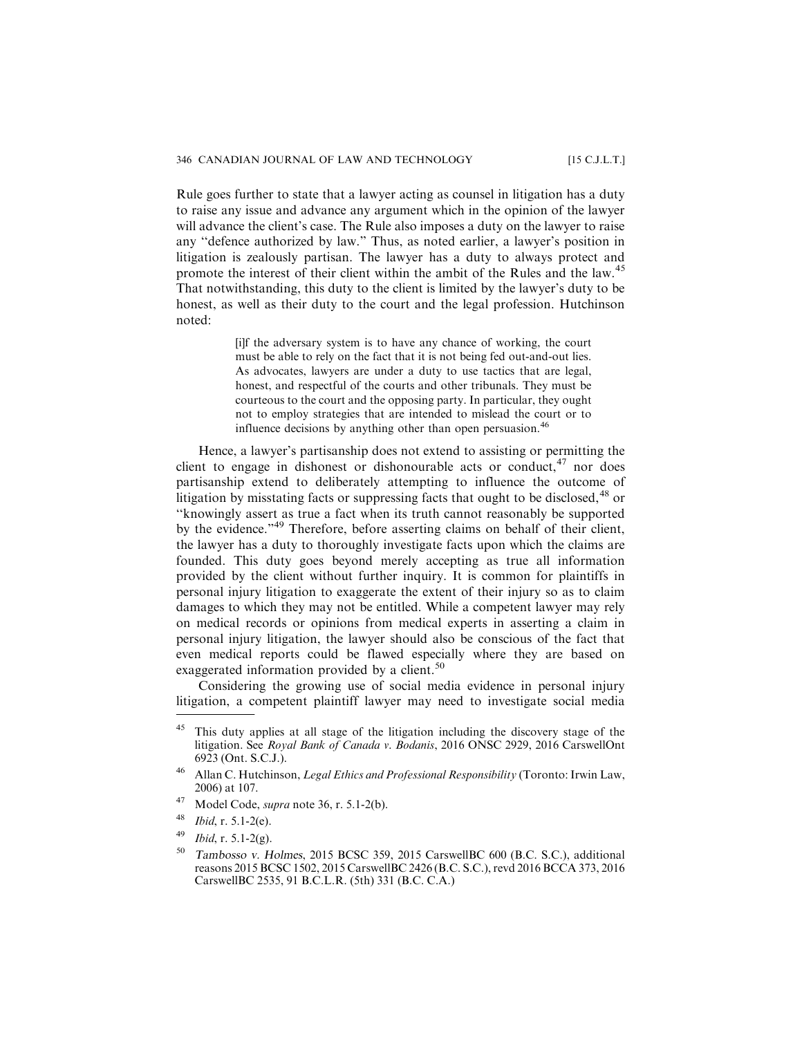Rule goes further to state that a lawyer acting as counsel in litigation has a duty to raise any issue and advance any argument which in the opinion of the lawyer will advance the client's case. The Rule also imposes a duty on the lawyer to raise any "defence authorized by law." Thus, as noted earlier, a lawyer's position in litigation is zealously partisan. The lawyer has a duty to always protect and promote the interest of their client within the ambit of the Rules and the law.[45] That notwithstanding, this duty to the client is limited by the lawyer's duty to be honest, as well as their duty to the court and the legal profession. Hutchinson noted:

> [i]f the adversary system is to have any chance of working, the court must be able to rely on the fact that it is not being fed out-and-out lies. As advocates, lawyers are under a duty to use tactics that are legal, honest, and respectful of the courts and other tribunals. They must be courteous to the court and the opposing party. In particular, they ought not to employ strategies that are intended to mislead the court or to influence decisions by anything other than open persuasion.[46]

Hence, a lawyer's partisanship does not extend to assisting or permitting the client to engage in dishonest or dishonourable acts or conduct,[47] nor does partisanship extend to deliberately attempting to influence the outcome of litigation by misstating facts or suppressing facts that ought to be disclosed,[48] or "knowingly assert as true a fact when its truth cannot reasonably be supported by the evidence."[49] Therefore, before asserting claims on behalf of their client, the lawyer has a duty to thoroughly investigate facts upon which the claims are founded. This duty goes beyond merely accepting as true all information provided by the client without further inquiry. It is common for plaintiffs in personal injury litigation to exaggerate the extent of their injury so as to claim damages to which they may not be entitled. While a competent lawyer may rely on medical records or opinions from medical experts in asserting a claim in personal injury litigation, the lawyer should also be conscious of the fact that even medical reports could be flawed especially where they are based on exaggerated information provided by a client.[50]

Considering the growing use of social media evidence in personal injury litigation, a competent plaintiff lawyer may need to investigate social media

---

[45] This duty applies at all stage of the litigation including the discovery stage of the litigation. See *Royal Bank of Canada v. Bodanis*, 2016 ONSC 2929, 2016 CarswellOnt 6923 (Ont. S.C.J.).

[46] Allan C. Hutchinson, *Legal Ethics and Professional Responsibility* (Toronto: Irwin Law, 2006) at 107.

[47] Model Code, *supra* note 36, r. 5.1-2(b).

[48] *Ibid*, r. 5.1-2(e).

[49] *Ibid*, r. 5.1-2(g).

[50] *Tambosso v. Holmes*, 2015 BCSC 359, 2015 CarswellBC 600 (B.C. S.C.), additional reasons 2015 BCSC 1502, 2015 CarswellBC 2426 (B.C. S.C.), revd 2016 BCCA 373, 2016 CarswellBC 2535, 91 B.C.L.R. (5th) 331 (B.C. C.A.)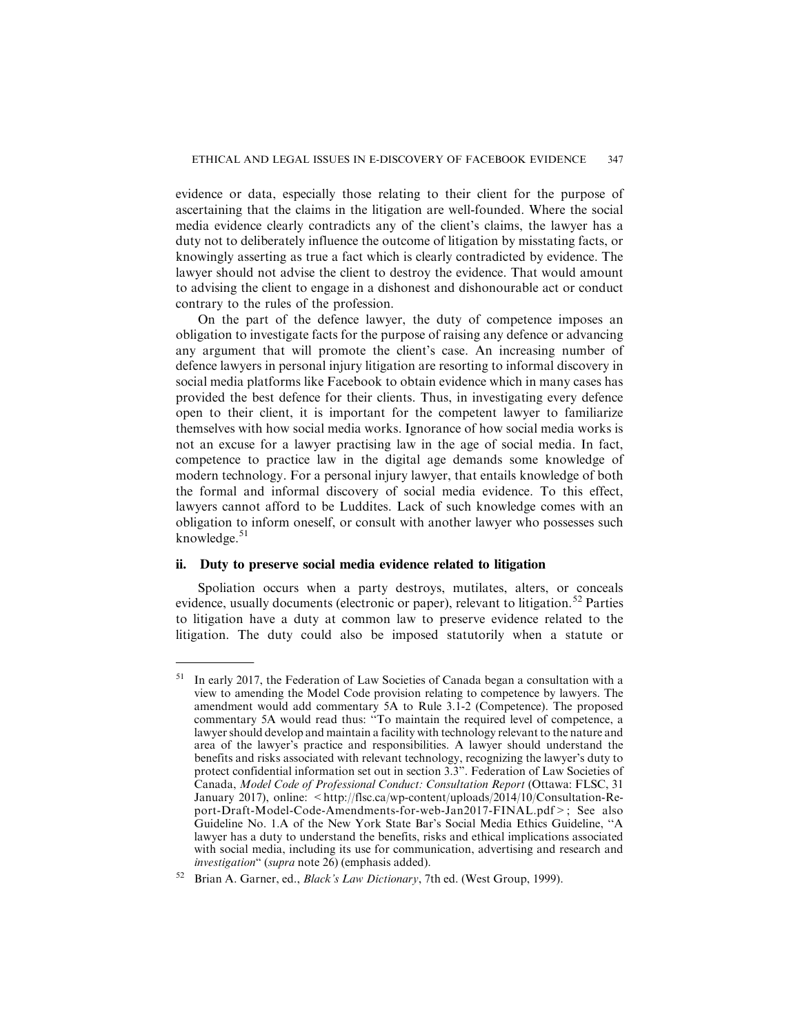evidence or data, especially those relating to their client for the purpose of ascertaining that the claims in the litigation are well-founded. Where the social media evidence clearly contradicts any of the client's claims, the lawyer has a duty not to deliberately influence the outcome of litigation by misstating facts, or knowingly asserting as true a fact which is clearly contradicted by evidence. The lawyer should not advise the client to destroy the evidence. That would amount to advising the client to engage in a dishonest and dishonourable act or conduct contrary to the rules of the profession.

On the part of the defence lawyer, the duty of competence imposes an obligation to investigate facts for the purpose of raising any defence or advancing any argument that will promote the client's case. An increasing number of defence lawyers in personal injury litigation are resorting to informal discovery in social media platforms like Facebook to obtain evidence which in many cases has provided the best defence for their clients. Thus, in investigating every defence open to their client, it is important for the competent lawyer to familiarize themselves with how social media works. Ignorance of how social media works is not an excuse for a lawyer practising law in the age of social media. In fact, competence to practice law in the digital age demands some knowledge of modern technology. For a personal injury lawyer, that entails knowledge of both the formal and informal discovery of social media evidence. To this effect, lawyers cannot afford to be Luddites. Lack of such knowledge comes with an obligation to inform oneself, or consult with another lawyer who possesses such knowledge.[51]

### ii. Duty to preserve social media evidence related to litigation

Spoliation occurs when a party destroys, mutilates, alters, or conceals evidence, usually documents (electronic or paper), relevant to litigation.[52] Parties to litigation have a duty at common law to preserve evidence related to the litigation. The duty could also be imposed statutorily when a statute or

---

[51] In early 2017, the Federation of Law Societies of Canada began a consultation with a view to amending the Model Code provision relating to competence by lawyers. The amendment would add commentary 5A to Rule 3.1-2 (Competence). The proposed commentary 5A would read thus: "To maintain the required level of competence, a lawyer should develop and maintain a facility with technology relevant to the nature and area of the lawyer's practice and responsibilities. A lawyer should understand the benefits and risks associated with relevant technology, recognizing the lawyer's duty to protect confidential information set out in section 3.3". Federation of Law Societies of Canada, *Model Code of Professional Conduct: Consultation Report* (Ottawa: FLSC, 31 January 2017), online: <http://flsc.ca/wp-content/uploads/2014/10/Consultation-Report-Draft-Model-Code-Amendments-for-web-Jan2017-FINAL.pdf>; See also Guideline No. 1.A of the New York State Bar's Social Media Ethics Guideline, "A lawyer has a duty to understand the benefits, risks and ethical implications associated with social media, including its use for communication, advertising and research and *investigation*" (*supra* note 26) (emphasis added).

[52] Brian A. Garner, ed., *Black's Law Dictionary*, 7th ed. (West Group, 1999).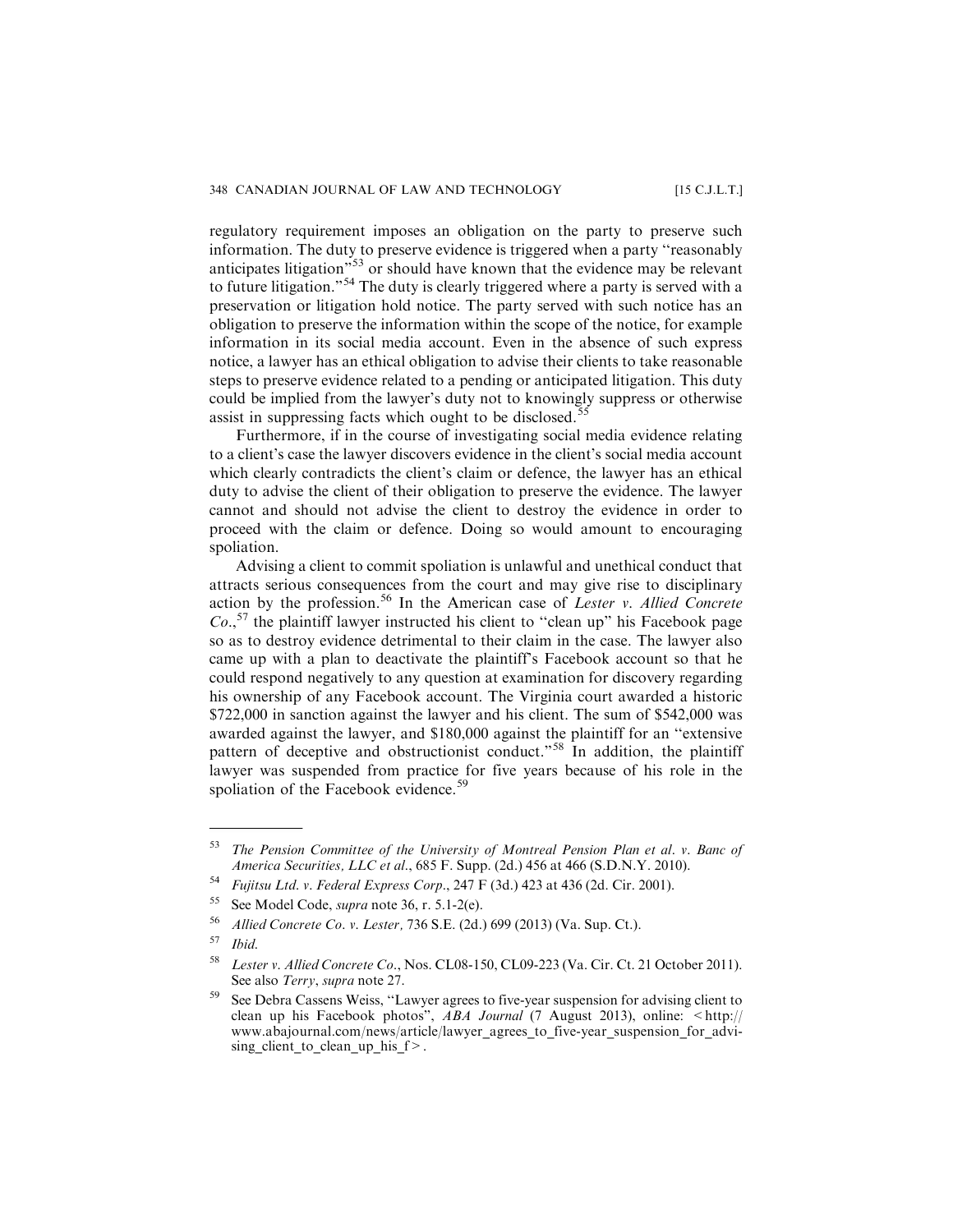regulatory requirement imposes an obligation on the party to preserve such information. The duty to preserve evidence is triggered when a party "reasonably anticipates litigation"[53] or should have known that the evidence may be relevant to future litigation."[54] The duty is clearly triggered where a party is served with a preservation or litigation hold notice. The party served with such notice has an obligation to preserve the information within the scope of the notice, for example information in its social media account. Even in the absence of such express notice, a lawyer has an ethical obligation to advise their clients to take reasonable steps to preserve evidence related to a pending or anticipated litigation. This duty could be implied from the lawyer's duty not to knowingly suppress or otherwise assist in suppressing facts which ought to be disclosed.[55]

Furthermore, if in the course of investigating social media evidence relating to a client's case the lawyer discovers evidence in the client's social media account which clearly contradicts the client's claim or defence, the lawyer has an ethical duty to advise the client of their obligation to preserve the evidence. The lawyer cannot and should not advise the client to destroy the evidence in order to proceed with the claim or defence. Doing so would amount to encouraging spoliation.

Advising a client to commit spoliation is unlawful and unethical conduct that attracts serious consequences from the court and may give rise to disciplinary action by the profession.[56] In the American case of *Lester v. Allied Concrete Co.*,[57] the plaintiff lawyer instructed his client to "clean up" his Facebook page so as to destroy evidence detrimental to their claim in the case. The lawyer also came up with a plan to deactivate the plaintiff's Facebook account so that he could respond negatively to any question at examination for discovery regarding his ownership of any Facebook account. The Virginia court awarded a historic $722,000 in sanction against the lawyer and his client. The sum of $542,000 was awarded against the lawyer, and $180,000 against the plaintiff for an "extensive pattern of deceptive and obstructionist conduct."[58] In addition, the plaintiff lawyer was suspended from practice for five years because of his role in the spoliation of the Facebook evidence.[59]

---

[53] *The Pension Committee of the University of Montreal Pension Plan et al. v. Banc of America Securities, LLC et al.*, 685 F. Supp. (2d.) 456 at 466 (S.D.N.Y. 2010).

[54] *Fujitsu Ltd. v. Federal Express Corp.*, 247 F (3d.) 423 at 436 (2d. Cir. 2001).

[55] See Model Code, *supra* note 36, r. 5.1-2(e).

[56] *Allied Concrete Co. v. Lester,* 736 S.E. (2d.) 699 (2013) (Va. Sup. Ct.).

[57] *Ibid.*

[58] *Lester v. Allied Concrete Co.*, Nos. CL08-150, CL09-223 (Va. Cir. Ct. 21 October 2011). See also *Terry*, *supra* note 27.

[59] See Debra Cassens Weiss, "Lawyer agrees to five-year suspension for advising client to clean up his Facebook photos", *ABA Journal* (7 August 2013), online: < http://www.abajournal.com/news/article/lawyer_agrees_to_five-year_suspension_for_advising_client_to_clean_up_his_f >.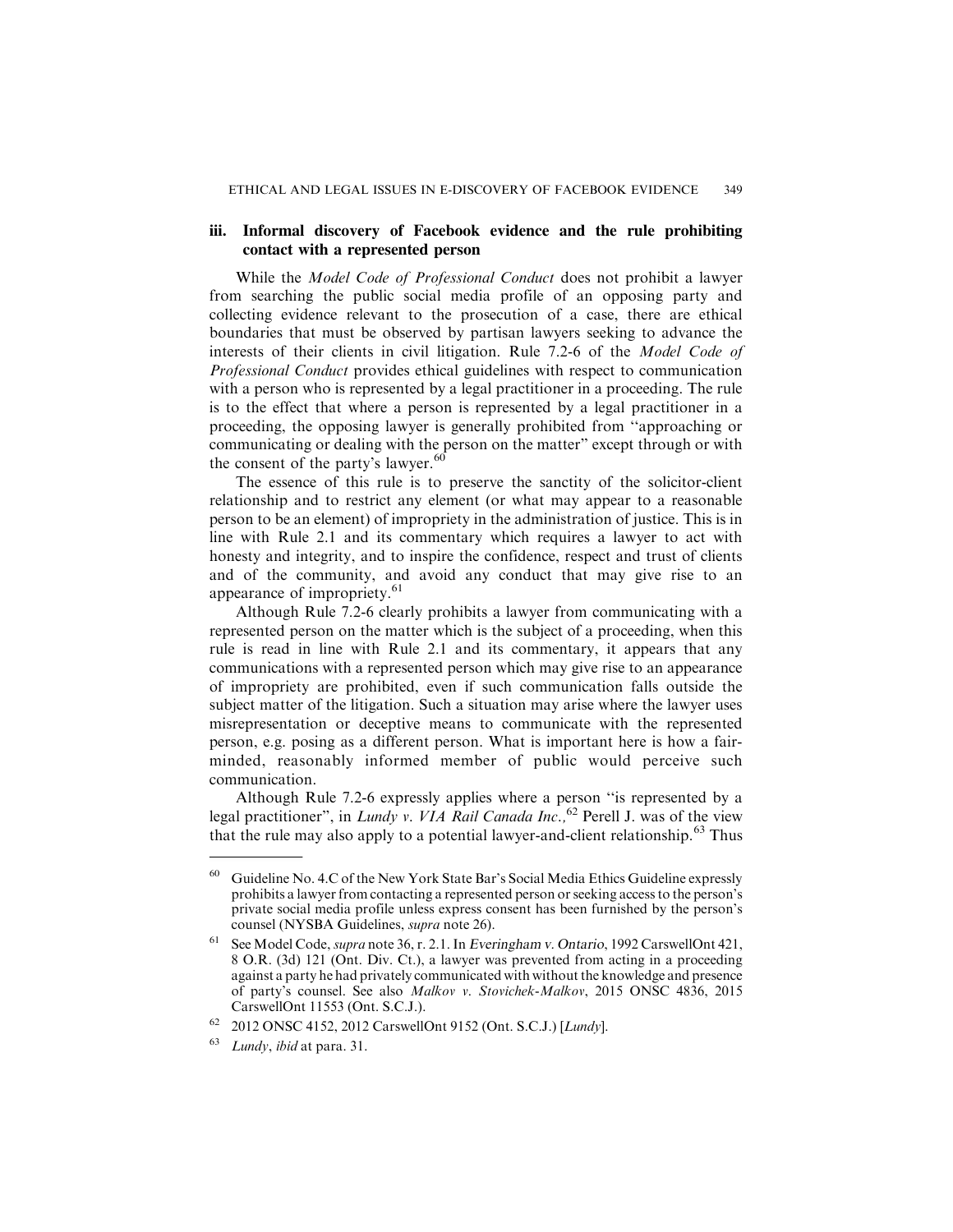### iii. Informal discovery of Facebook evidence and the rule prohibiting contact with a represented person

While the *Model Code of Professional Conduct* does not prohibit a lawyer from searching the public social media profile of an opposing party and collecting evidence relevant to the prosecution of a case, there are ethical boundaries that must be observed by partisan lawyers seeking to advance the interests of their clients in civil litigation. Rule 7.2-6 of the *Model Code of Professional Conduct* provides ethical guidelines with respect to communication with a person who is represented by a legal practitioner in a proceeding. The rule is to the effect that where a person is represented by a legal practitioner in a proceeding, the opposing lawyer is generally prohibited from "approaching or communicating or dealing with the person on the matter" except through or with the consent of the party's lawyer.[60]

The essence of this rule is to preserve the sanctity of the solicitor-client relationship and to restrict any element (or what may appear to a reasonable person to be an element) of impropriety in the administration of justice. This is in line with Rule 2.1 and its commentary which requires a lawyer to act with honesty and integrity, and to inspire the confidence, respect and trust of clients and of the community, and avoid any conduct that may give rise to an appearance of impropriety.[61]

Although Rule 7.2-6 clearly prohibits a lawyer from communicating with a represented person on the matter which is the subject of a proceeding, when this rule is read in line with Rule 2.1 and its commentary, it appears that any communications with a represented person which may give rise to an appearance of impropriety are prohibited, even if such communication falls outside the subject matter of the litigation. Such a situation may arise where the lawyer uses misrepresentation or deceptive means to communicate with the represented person, e.g. posing as a different person. What is important here is how a fair-minded, reasonably informed member of public would perceive such communication.

Although Rule 7.2-6 expressly applies where a person "is represented by a legal practitioner", in *Lundy v. VIA Rail Canada Inc.*,[62] Perell J. was of the view that the rule may also apply to a potential lawyer-and-client relationship.[63] Thus

---

[60] Guideline No. 4.C of the New York State Bar's Social Media Ethics Guideline expressly prohibits a lawyer from contacting a represented person or seeking access to the person's private social media profile unless express consent has been furnished by the person's counsel (NYSBA Guidelines, *supra* note 26).

[61] See Model Code, *supra* note 36, r. 2.1. In *Everingham v. Ontario*, 1992 CarswellOnt 421, 8 O.R. (3d) 121 (Ont. Div. Ct.), a lawyer was prevented from acting in a proceeding against a party he had privately communicated with without the knowledge and presence of party's counsel. See also *Malkov v. Stovichek-Malkov*, 2015 ONSC 4836, 2015 CarswellOnt 11553 (Ont. S.C.J.).

[62] 2012 ONSC 4152, 2012 CarswellOnt 9152 (Ont. S.C.J.) [*Lundy*].

[63] *Lundy*, *ibid* at para. 31.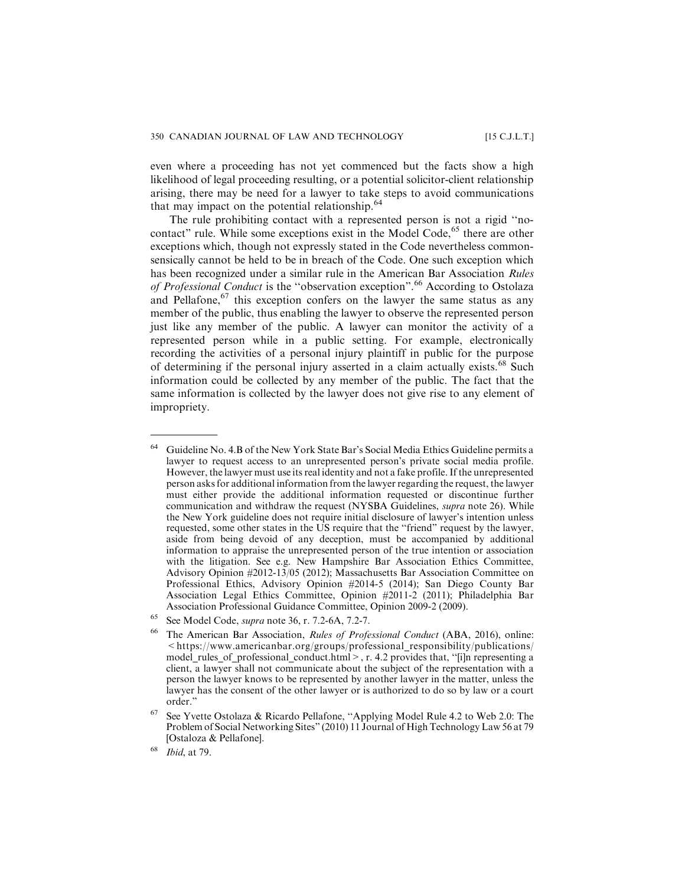even where a proceeding has not yet commenced but the facts show a high likelihood of legal proceeding resulting, or a potential solicitor-client relationship arising, there may be need for a lawyer to take steps to avoid communications that may impact on the potential relationship.[64]

The rule prohibiting contact with a represented person is not a rigid "no-contact" rule. While some exceptions exist in the Model Code,[65] there are other exceptions which, though not expressly stated in the Code nevertheless common-sensically cannot be held to be in breach of the Code. One such exception which has been recognized under a similar rule in the American Bar Association *Rules of Professional Conduct* is the "observation exception".[66] According to Ostolaza and Pellafone,[67] this exception confers on the lawyer the same status as any member of the public, thus enabling the lawyer to observe the represented person just like any member of the public. A lawyer can monitor the activity of a represented person while in a public setting. For example, electronically recording the activities of a personal injury plaintiff in public for the purpose of determining if the personal injury asserted in a claim actually exists.[68] Such information could be collected by any member of the public. The fact that the same information is collected by the lawyer does not give rise to any element of impropriety.

---

64 Guideline No. 4.B of the New York State Bar's Social Media Ethics Guideline permits a lawyer to request access to an unrepresented person's private social media profile. However, the lawyer must use its real identity and not a fake profile. If the unrepresented person asks for additional information from the lawyer regarding the request, the lawyer must either provide the additional information requested or discontinue further communication and withdraw the request (NYSBA Guidelines, *supra* note 26). While the New York guideline does not require initial disclosure of lawyer's intention unless requested, some other states in the US require that the "friend" request by the lawyer, aside from being devoid of any deception, must be accompanied by additional information to appraise the unrepresented person of the true intention or association with the litigation. See e.g. New Hampshire Bar Association Ethics Committee, Advisory Opinion #2012-13/05 (2012); Massachusetts Bar Association Committee on Professional Ethics, Advisory Opinion #2014-5 (2014); San Diego County Bar Association Legal Ethics Committee, Opinion #2011-2 (2011); Philadelphia Bar Association Professional Guidance Committee, Opinion 2009-2 (2009).

65 See Model Code, *supra* note 36, r. 7.2-6A, 7.2-7.

66 The American Bar Association, *Rules of Professional Conduct* (ABA, 2016), online: <https://www.americanbar.org/groups/professional_responsibility/publications/model_rules_of_professional_conduct.html>, r. 4.2 provides that, "[i]n representing a client, a lawyer shall not communicate about the subject of the representation with a person the lawyer knows to be represented by another lawyer in the matter, unless the lawyer has the consent of the other lawyer or is authorized to do so by law or a court order."

67 See Yvette Ostolaza & Ricardo Pellafone, "Applying Model Rule 4.2 to Web 2.0: The Problem of Social Networking Sites" (2010) 11 Journal of High Technology Law 56 at 79 [Ostaloza & Pellafone].

68 *Ibid*, at 79.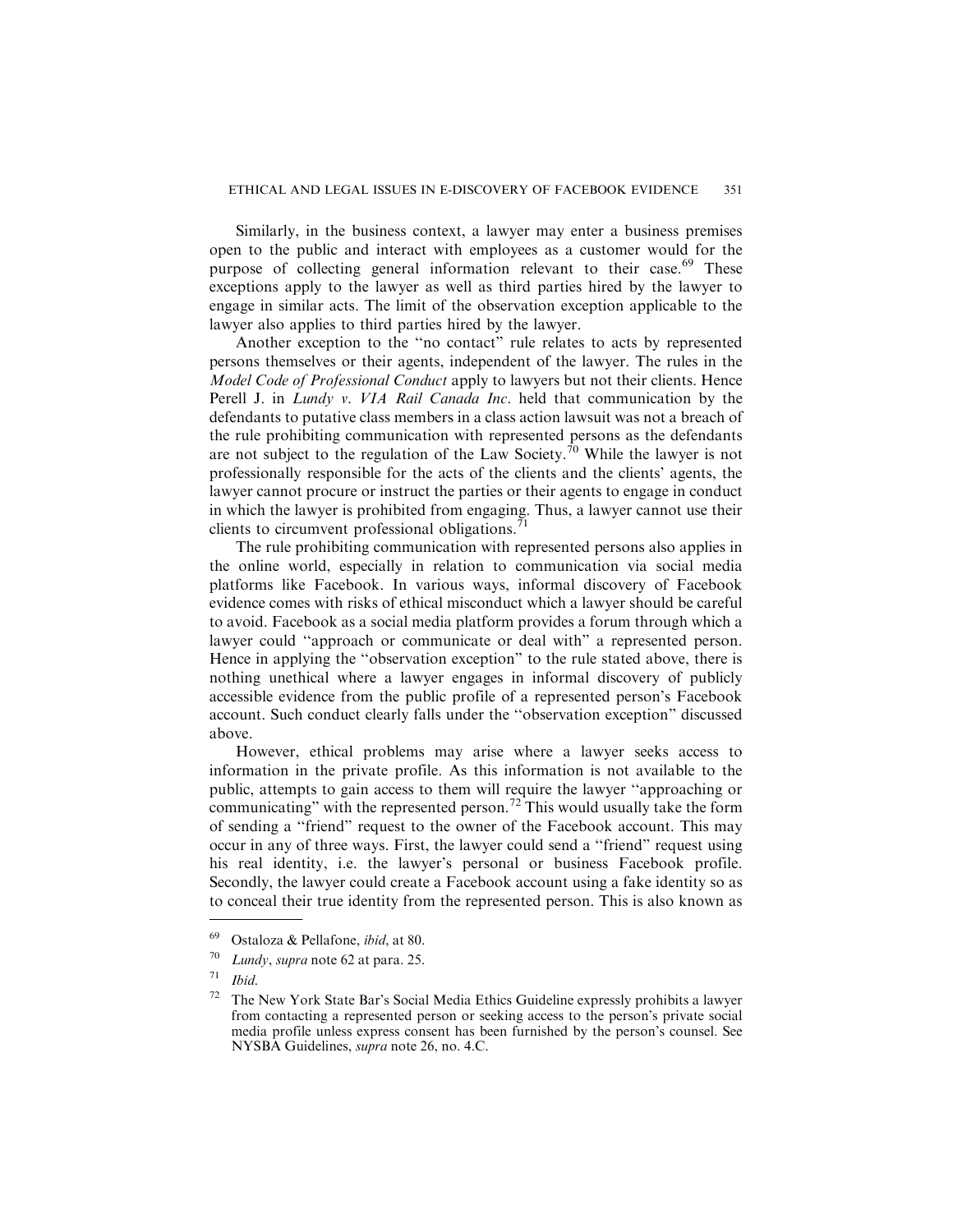Similarly, in the business context, a lawyer may enter a business premises open to the public and interact with employees as a customer would for the purpose of collecting general information relevant to their case.[69] These exceptions apply to the lawyer as well as third parties hired by the lawyer to engage in similar acts. The limit of the observation exception applicable to the lawyer also applies to third parties hired by the lawyer.

Another exception to the "no contact" rule relates to acts by represented persons themselves or their agents, independent of the lawyer. The rules in the *Model Code of Professional Conduct* apply to lawyers but not their clients. Hence Perell J. in *Lundy v. VIA Rail Canada Inc.* held that communication by the defendants to putative class members in a class action lawsuit was not a breach of the rule prohibiting communication with represented persons as the defendants are not subject to the regulation of the Law Society.[70] While the lawyer is not professionally responsible for the acts of the clients and the clients' agents, the lawyer cannot procure or instruct the parties or their agents to engage in conduct in which the lawyer is prohibited from engaging. Thus, a lawyer cannot use their clients to circumvent professional obligations.[71]

The rule prohibiting communication with represented persons also applies in the online world, especially in relation to communication via social media platforms like Facebook. In various ways, informal discovery of Facebook evidence comes with risks of ethical misconduct which a lawyer should be careful to avoid. Facebook as a social media platform provides a forum through which a lawyer could "approach or communicate or deal with" a represented person. Hence in applying the "observation exception" to the rule stated above, there is nothing unethical where a lawyer engages in informal discovery of publicly accessible evidence from the public profile of a represented person's Facebook account. Such conduct clearly falls under the "observation exception" discussed above.

However, ethical problems may arise where a lawyer seeks access to information in the private profile. As this information is not available to the public, attempts to gain access to them will require the lawyer "approaching or communicating" with the represented person.[72] This would usually take the form of sending a "friend" request to the owner of the Facebook account. This may occur in any of three ways. First, the lawyer could send a "friend" request using his real identity, i.e. the lawyer's personal or business Facebook profile. Secondly, the lawyer could create a Facebook account using a fake identity so as to conceal their true identity from the represented person. This is also known as

---

[69] Ostaloza & Pellafone, *ibid*, at 80.

[70] *Lundy*, *supra* note 62 at para. 25.

[71] *Ibid.*

[72] The New York State Bar's Social Media Ethics Guideline expressly prohibits a lawyer from contacting a represented person or seeking access to the person's private social media profile unless express consent has been furnished by the person's counsel. See NYSBA Guidelines, *supra* note 26, no. 4.C.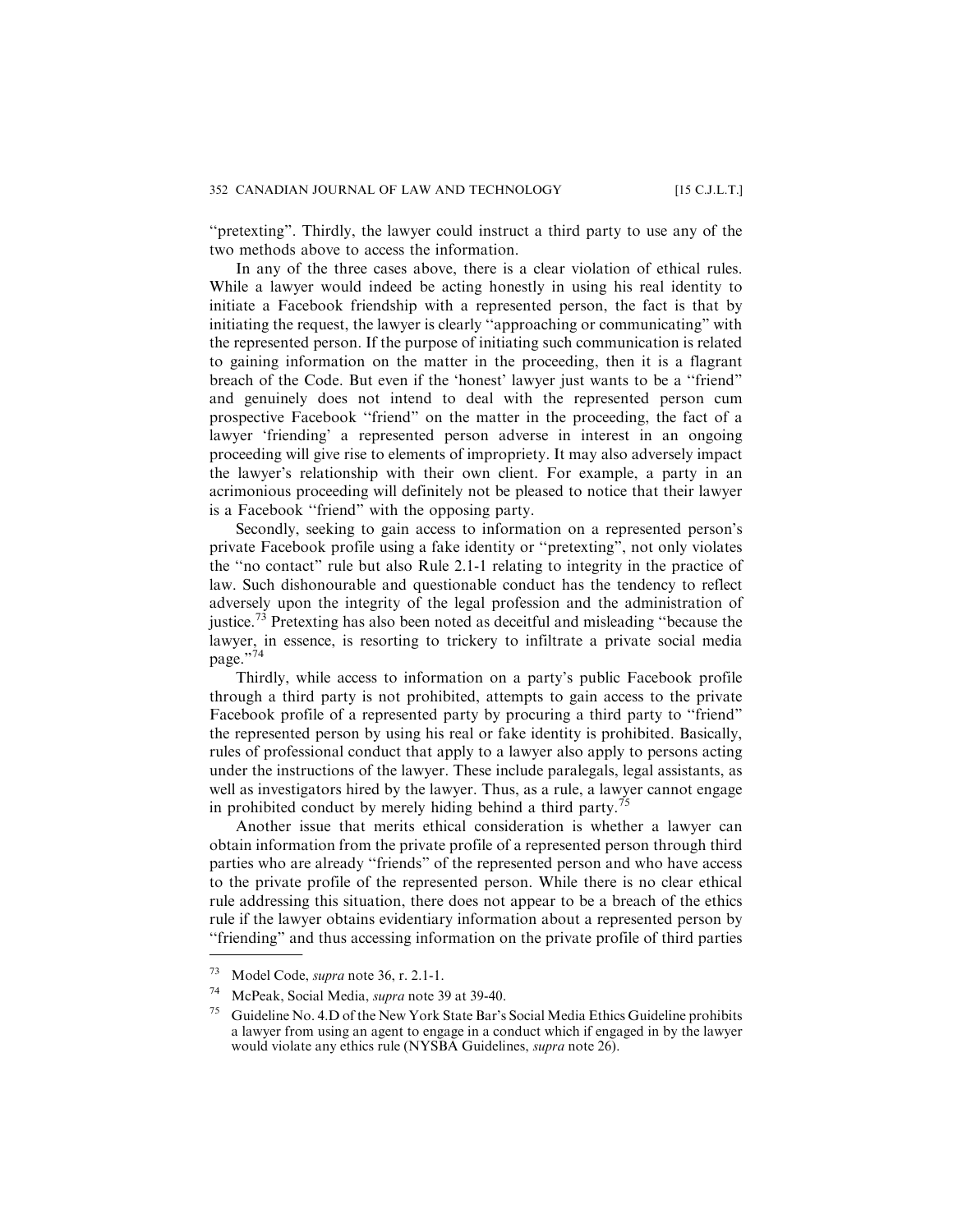"pretexting". Thirdly, the lawyer could instruct a third party to use any of the two methods above to access the information.

In any of the three cases above, there is a clear violation of ethical rules. While a lawyer would indeed be acting honestly in using his real identity to initiate a Facebook friendship with a represented person, the fact is that by initiating the request, the lawyer is clearly "approaching or communicating" with the represented person. If the purpose of initiating such communication is related to gaining information on the matter in the proceeding, then it is a flagrant breach of the Code. But even if the 'honest' lawyer just wants to be a "friend" and genuinely does not intend to deal with the represented person cum prospective Facebook "friend" on the matter in the proceeding, the fact of a lawyer 'friending' a represented person adverse in interest in an ongoing proceeding will give rise to elements of impropriety. It may also adversely impact the lawyer's relationship with their own client. For example, a party in an acrimonious proceeding will definitely not be pleased to notice that their lawyer is a Facebook "friend" with the opposing party.

Secondly, seeking to gain access to information on a represented person's private Facebook profile using a fake identity or "pretexting", not only violates the "no contact" rule but also Rule 2.1-1 relating to integrity in the practice of law. Such dishonourable and questionable conduct has the tendency to reflect adversely upon the integrity of the legal profession and the administration of justice.[73] Pretexting has also been noted as deceitful and misleading "because the lawyer, in essence, is resorting to trickery to infiltrate a private social media page."[74]

Thirdly, while access to information on a party's public Facebook profile through a third party is not prohibited, attempts to gain access to the private Facebook profile of a represented party by procuring a third party to "friend" the represented person by using his real or fake identity is prohibited. Basically, rules of professional conduct that apply to a lawyer also apply to persons acting under the instructions of the lawyer. These include paralegals, legal assistants, as well as investigators hired by the lawyer. Thus, as a rule, a lawyer cannot engage in prohibited conduct by merely hiding behind a third party.[75]

Another issue that merits ethical consideration is whether a lawyer can obtain information from the private profile of a represented person through third parties who are already "friends" of the represented person and who have access to the private profile of the represented person. While there is no clear ethical rule addressing this situation, there does not appear to be a breach of the ethics rule if the lawyer obtains evidentiary information about a represented person by "friending" and thus accessing information on the private profile of third parties

---

[73] Model Code, *supra* note 36, r. 2.1-1.

[74] McPeak, Social Media, *supra* note 39 at 39-40.

[75] Guideline No. 4.D of the New York State Bar's Social Media Ethics Guideline prohibits a lawyer from using an agent to engage in a conduct which if engaged in by the lawyer would violate any ethics rule (NYSBA Guidelines, *supra* note 26).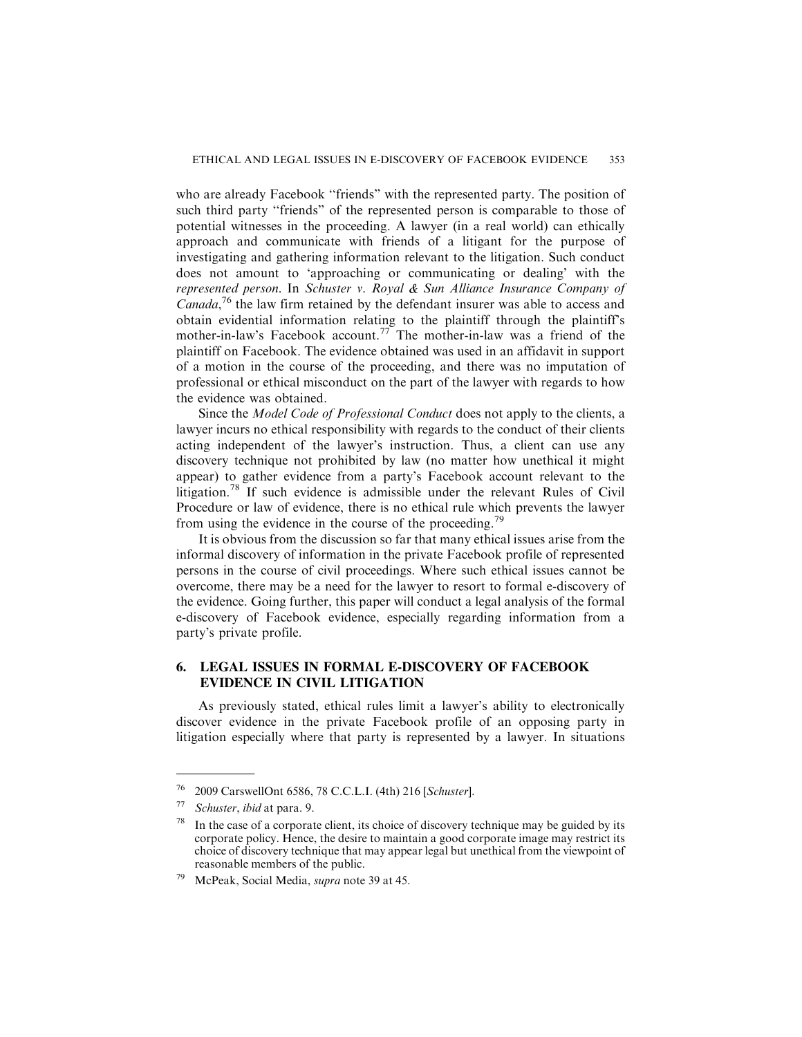who are already Facebook "friends" with the represented party. The position of such third party "friends" of the represented person is comparable to those of potential witnesses in the proceeding. A lawyer (in a real world) can ethically approach and communicate with friends of a litigant for the purpose of investigating and gathering information relevant to the litigation. Such conduct does not amount to 'approaching or communicating or dealing' with the *represented person*. In *Schuster v. Royal & Sun Alliance Insurance Company of Canada*,[76] the law firm retained by the defendant insurer was able to access and obtain evidential information relating to the plaintiff through the plaintiff's mother-in-law's Facebook account.[77] The mother-in-law was a friend of the plaintiff on Facebook. The evidence obtained was used in an affidavit in support of a motion in the course of the proceeding, and there was no imputation of professional or ethical misconduct on the part of the lawyer with regards to how the evidence was obtained.

Since the *Model Code of Professional Conduct* does not apply to the clients, a lawyer incurs no ethical responsibility with regards to the conduct of their clients acting independent of the lawyer's instruction. Thus, a client can use any discovery technique not prohibited by law (no matter how unethical it might appear) to gather evidence from a party's Facebook account relevant to the litigation.[78] If such evidence is admissible under the relevant Rules of Civil Procedure or law of evidence, there is no ethical rule which prevents the lawyer from using the evidence in the course of the proceeding.[79]

It is obvious from the discussion so far that many ethical issues arise from the informal discovery of information in the private Facebook profile of represented persons in the course of civil proceedings. Where such ethical issues cannot be overcome, there may be a need for the lawyer to resort to formal e-discovery of the evidence. Going further, this paper will conduct a legal analysis of the formal e-discovery of Facebook evidence, especially regarding information from a party's private profile.

## 6. LEGAL ISSUES IN FORMAL E-DISCOVERY OF FACEBOOK EVIDENCE IN CIVIL LITIGATION

As previously stated, ethical rules limit a lawyer's ability to electronically discover evidence in the private Facebook profile of an opposing party in litigation especially where that party is represented by a lawyer. In situations

---

[76] 2009 CarswellOnt 6586, 78 C.C.L.I. (4th) 216 [*Schuster*].

[77] *Schuster*, *ibid* at para. 9.

[78] In the case of a corporate client, its choice of discovery technique may be guided by its corporate policy. Hence, the desire to maintain a good corporate image may restrict its choice of discovery technique that may appear legal but unethical from the viewpoint of reasonable members of the public.

[79] McPeak, Social Media, *supra* note 39 at 45.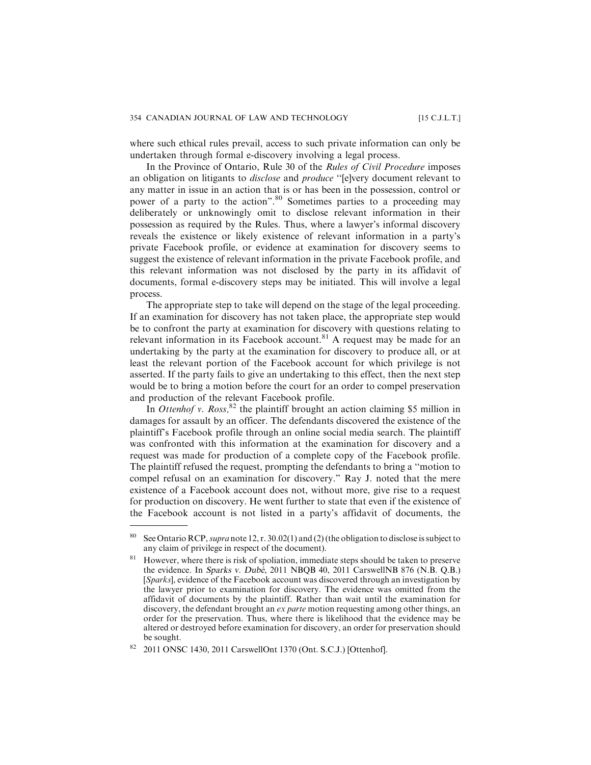where such ethical rules prevail, access to such private information can only be undertaken through formal e-discovery involving a legal process.

In the Province of Ontario, Rule 30 of the *Rules of Civil Procedure* imposes an obligation on litigants to *disclose* and *produce* "[e]very document relevant to any matter in issue in an action that is or has been in the possession, control or power of a party to the action".[80] Sometimes parties to a proceeding may deliberately or unknowingly omit to disclose relevant information in their possession as required by the Rules. Thus, where a lawyer's informal discovery reveals the existence or likely existence of relevant information in a party's private Facebook profile, or evidence at examination for discovery seems to suggest the existence of relevant information in the private Facebook profile, and this relevant information was not disclosed by the party in its affidavit of documents, formal e-discovery steps may be initiated. This will involve a legal process.

The appropriate step to take will depend on the stage of the legal proceeding. If an examination for discovery has not taken place, the appropriate step would be to confront the party at examination for discovery with questions relating to relevant information in its Facebook account.[81] A request may be made for an undertaking by the party at the examination for discovery to produce all, or at least the relevant portion of the Facebook account for which privilege is not asserted. If the party fails to give an undertaking to this effect, then the next step would be to bring a motion before the court for an order to compel preservation and production of the relevant Facebook profile.

In *Ottenhof v. Ross,*[82] the plaintiff brought an action claiming $5 million in damages for assault by an officer. The defendants discovered the existence of the plaintiff's Facebook profile through an online social media search. The plaintiff was confronted with this information at the examination for discovery and a request was made for production of a complete copy of the Facebook profile. The plaintiff refused the request, prompting the defendants to bring a "motion to compel refusal on an examination for discovery." Ray J. noted that the mere existence of a Facebook account does not, without more, give rise to a request for production on discovery. He went further to state that even if the existence of the Facebook account is not listed in a party's affidavit of documents, the

---

[80] See Ontario RCP, *supra* note 12, r. 30.02(1) and (2) (the obligation to disclose is subject to any claim of privilege in respect of the document).

[81] However, where there is risk of spoliation, immediate steps should be taken to preserve the evidence. In *Sparks v. Dubé*, 2011 NBQB 40, 2011 CarswellNB 876 (N.B. Q.B.) [*Sparks*], evidence of the Facebook account was discovered through an investigation by the lawyer prior to examination for discovery. The evidence was omitted from the affidavit of documents by the plaintiff. Rather than wait until the examination for discovery, the defendant brought an *ex parte* motion requesting among other things, an order for the preservation. Thus, where there is likelihood that the evidence may be altered or destroyed before examination for discovery, an order for preservation should be sought.

[82] 2011 ONSC 1430, 2011 CarswellOnt 1370 (Ont. S.C.J.) [Ottenhof].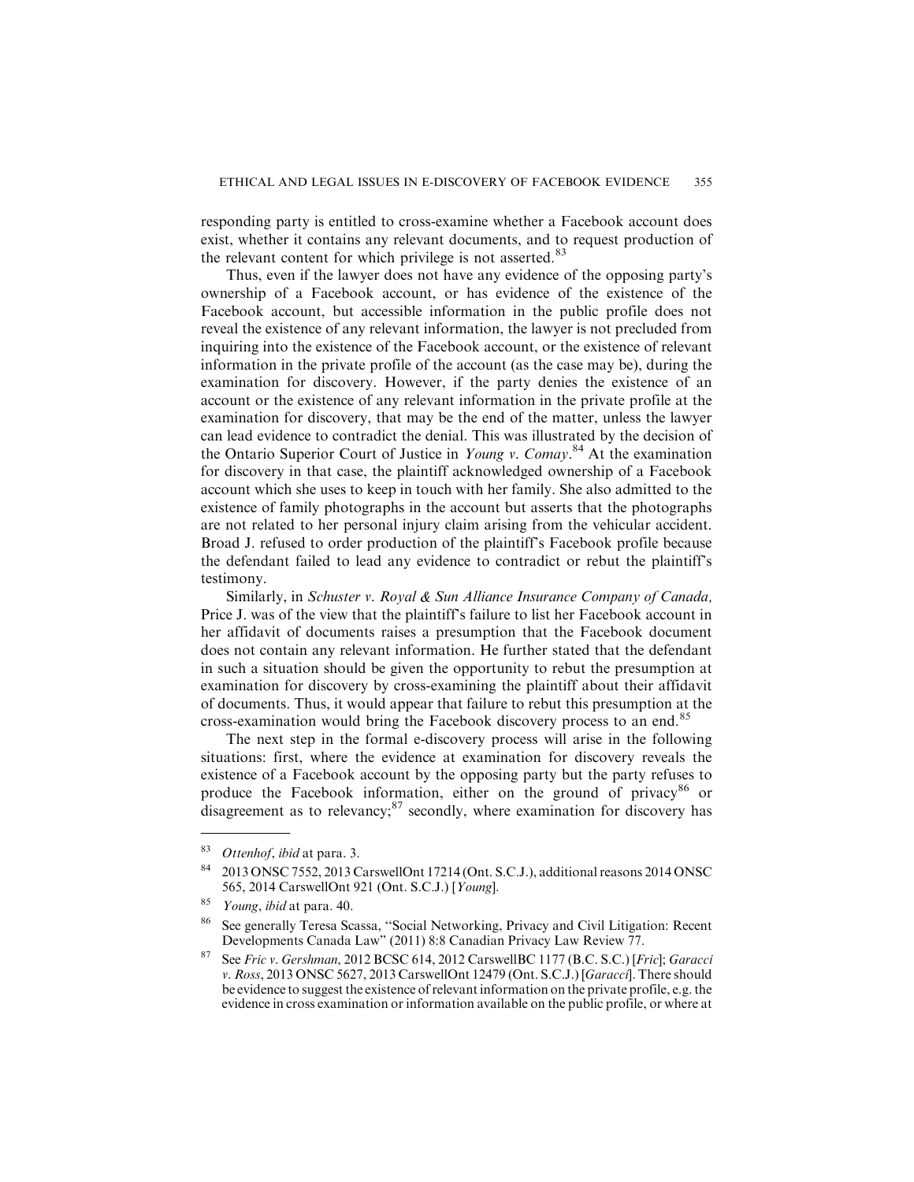responding party is entitled to cross-examine whether a Facebook account does exist, whether it contains any relevant documents, and to request production of the relevant content for which privilege is not asserted.[83]

Thus, even if the lawyer does not have any evidence of the opposing party's ownership of a Facebook account, or has evidence of the existence of the Facebook account, but accessible information in the public profile does not reveal the existence of any relevant information, the lawyer is not precluded from inquiring into the existence of the Facebook account, or the existence of relevant information in the private profile of the account (as the case may be), during the examination for discovery. However, if the party denies the existence of an account or the existence of any relevant information in the private profile at the examination for discovery, that may be the end of the matter, unless the lawyer can lead evidence to contradict the denial. This was illustrated by the decision of the Ontario Superior Court of Justice in *Young v. Comay*.[84] At the examination for discovery in that case, the plaintiff acknowledged ownership of a Facebook account which she uses to keep in touch with her family. She also admitted to the existence of family photographs in the account but asserts that the photographs are not related to her personal injury claim arising from the vehicular accident. Broad J. refused to order production of the plaintiff's Facebook profile because the defendant failed to lead any evidence to contradict or rebut the plaintiff's testimony.

Similarly, in *Schuster v. Royal & Sun Alliance Insurance Company of Canada,* Price J. was of the view that the plaintiff's failure to list her Facebook account in her affidavit of documents raises a presumption that the Facebook document does not contain any relevant information. He further stated that the defendant in such a situation should be given the opportunity to rebut the presumption at examination for discovery by cross-examining the plaintiff about their affidavit of documents. Thus, it would appear that failure to rebut this presumption at the cross-examination would bring the Facebook discovery process to an end.[85]

The next step in the formal e-discovery process will arise in the following situations: first, where the evidence at examination for discovery reveals the existence of a Facebook account by the opposing party but the party refuses to produce the Facebook information, either on the ground of privacy[86] or disagreement as to relevancy;[87] secondly, where examination for discovery has

---

[83] *Ottenhof*, *ibid* at para. 3.

[84] 2013 ONSC 7552, 2013 CarswellOnt 17214 (Ont. S.C.J.), additional reasons 2014 ONSC 565, 2014 CarswellOnt 921 (Ont. S.C.J.) [*Young*].

[85] *Young*, *ibid* at para. 40.

[86] See generally Teresa Scassa, "Social Networking, Privacy and Civil Litigation: Recent Developments Canada Law" (2011) 8:8 Canadian Privacy Law Review 77.

[87] See *Fric v. Gershman*, 2012 BCSC 614, 2012 CarswellBC 1177 (B.C. S.C.) [*Fric*]; *Garacci v. Ross*, 2013 ONSC 5627, 2013 CarswellOnt 12479 (Ont. S.C.J.) [*Garacci*]. There should be evidence to suggest the existence of relevant information on the private profile, e.g. the evidence in cross examination or information available on the public profile, or where at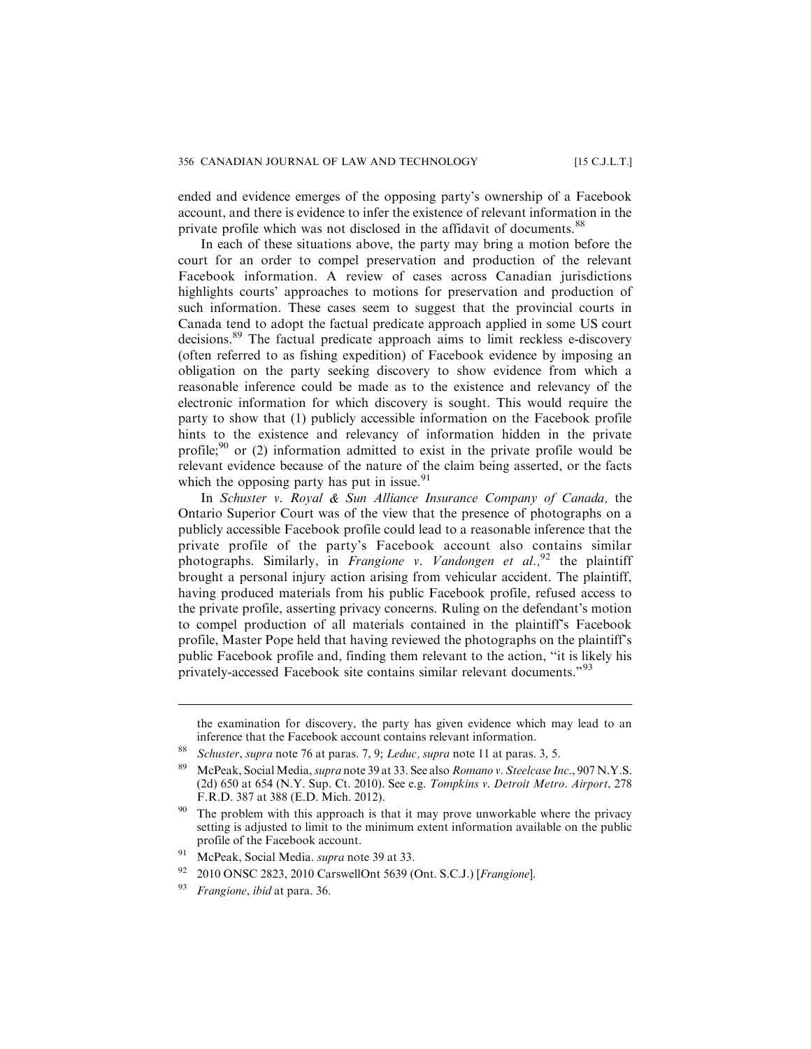ended and evidence emerges of the opposing party's ownership of a Facebook account, and there is evidence to infer the existence of relevant information in the private profile which was not disclosed in the affidavit of documents.[88]

In each of these situations above, the party may bring a motion before the court for an order to compel preservation and production of the relevant Facebook information. A review of cases across Canadian jurisdictions highlights courts' approaches to motions for preservation and production of such information. These cases seem to suggest that the provincial courts in Canada tend to adopt the factual predicate approach applied in some US court decisions.[89] The factual predicate approach aims to limit reckless e-discovery (often referred to as fishing expedition) of Facebook evidence by imposing an obligation on the party seeking discovery to show evidence from which a reasonable inference could be made as to the existence and relevancy of the electronic information for which discovery is sought. This would require the party to show that (1) publicly accessible information on the Facebook profile hints to the existence and relevancy of information hidden in the private profile;[90] or (2) information admitted to exist in the private profile would be relevant evidence because of the nature of the claim being asserted, or the facts which the opposing party has put in issue.[91]

In *Schuster v. Royal & Sun Alliance Insurance Company of Canada,* the Ontario Superior Court was of the view that the presence of photographs on a publicly accessible Facebook profile could lead to a reasonable inference that the private profile of the party's Facebook account also contains similar photographs. Similarly, in *Frangione v. Vandongen et al.,*[92] the plaintiff brought a personal injury action arising from vehicular accident. The plaintiff, having produced materials from his public Facebook profile, refused access to the private profile, asserting privacy concerns. Ruling on the defendant's motion to compel production of all materials contained in the plaintiff's Facebook profile, Master Pope held that having reviewed the photographs on the plaintiff's public Facebook profile and, finding them relevant to the action, "it is likely his privately-accessed Facebook site contains similar relevant documents."[93]

---

the examination for discovery, the party has given evidence which may lead to an inference that the Facebook account contains relevant information.

[88] *Schuster*, *supra* note 76 at paras. 7, 9; *Leduc, supra* note 11 at paras. 3, 5.

[89] McPeak, Social Media, *supra* note 39 at 33. See also *Romano v. Steelcase Inc*., 907 N.Y.S. (2d) 650 at 654 (N.Y. Sup. Ct. 2010). See e.g. *Tompkins v. Detroit Metro. Airport*, 278 F.R.D. 387 at 388 (E.D. Mich. 2012).

[90] The problem with this approach is that it may prove unworkable where the privacy setting is adjusted to limit to the minimum extent information available on the public profile of the Facebook account.

[91] McPeak, Social Media. *supra* note 39 at 33.

[92] 2010 ONSC 2823, 2010 CarswellOnt 5639 (Ont. S.C.J.) [*Frangione*].

[93] *Frangione*, *ibid* at para. 36.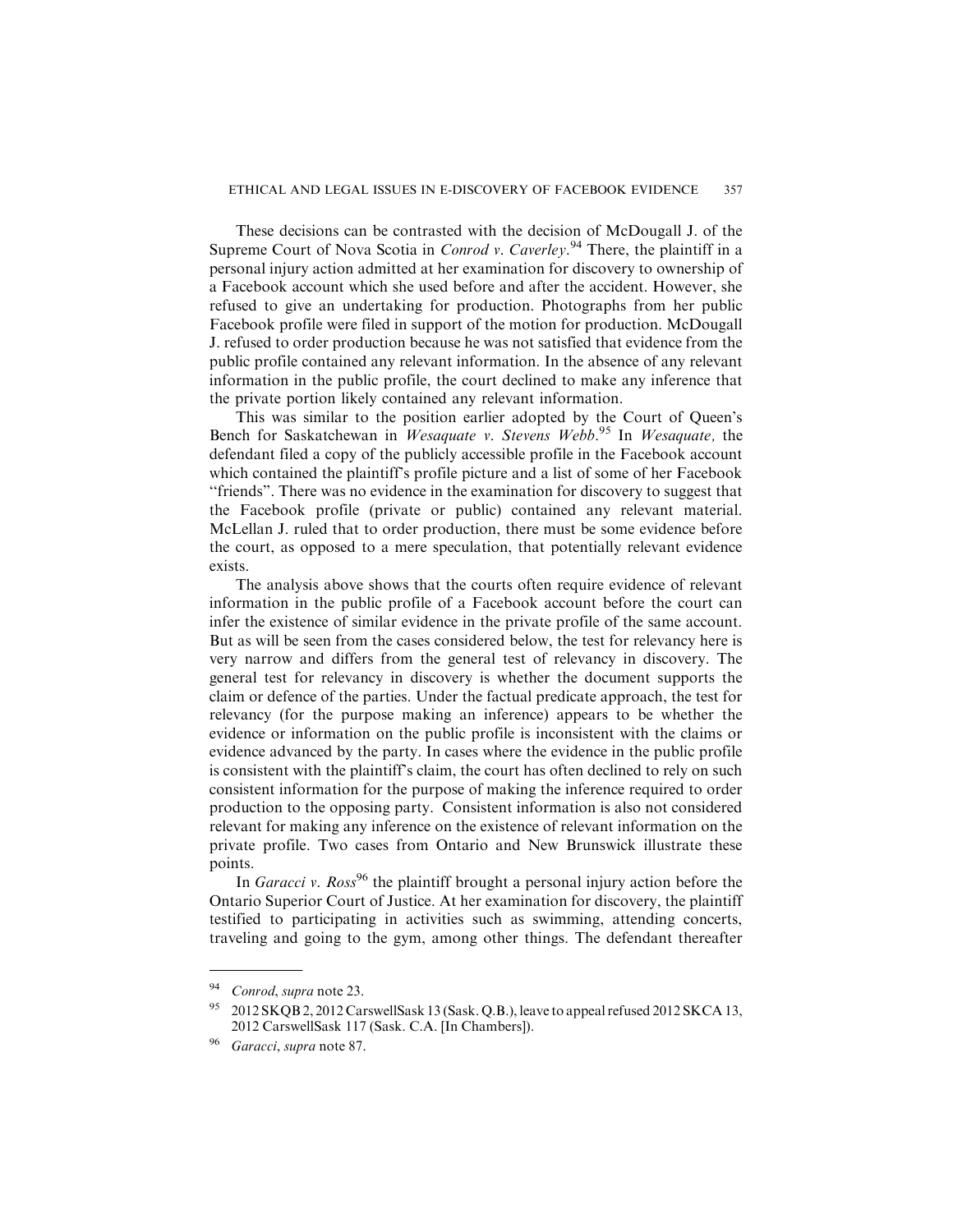These decisions can be contrasted with the decision of McDougall J. of the Supreme Court of Nova Scotia in *Conrod v. Caverley*.[94] There, the plaintiff in a personal injury action admitted at her examination for discovery to ownership of a Facebook account which she used before and after the accident. However, she refused to give an undertaking for production. Photographs from her public Facebook profile were filed in support of the motion for production. McDougall J. refused to order production because he was not satisfied that evidence from the public profile contained any relevant information. In the absence of any relevant information in the public profile, the court declined to make any inference that the private portion likely contained any relevant information.

This was similar to the position earlier adopted by the Court of Queen's Bench for Saskatchewan in *Wesaquate v. Stevens Webb*.[95] In *Wesaquate,* the defendant filed a copy of the publicly accessible profile in the Facebook account which contained the plaintiff's profile picture and a list of some of her Facebook "friends". There was no evidence in the examination for discovery to suggest that the Facebook profile (private or public) contained any relevant material. McLellan J. ruled that to order production, there must be some evidence before the court, as opposed to a mere speculation, that potentially relevant evidence exists.

The analysis above shows that the courts often require evidence of relevant information in the public profile of a Facebook account before the court can infer the existence of similar evidence in the private profile of the same account. But as will be seen from the cases considered below, the test for relevancy here is very narrow and differs from the general test of relevancy in discovery. The general test for relevancy in discovery is whether the document supports the claim or defence of the parties. Under the factual predicate approach, the test for relevancy (for the purpose making an inference) appears to be whether the evidence or information on the public profile is inconsistent with the claims or evidence advanced by the party. In cases where the evidence in the public profile is consistent with the plaintiff's claim, the court has often declined to rely on such consistent information for the purpose of making the inference required to order production to the opposing party. Consistent information is also not considered relevant for making any inference on the existence of relevant information on the private profile. Two cases from Ontario and New Brunswick illustrate these points.

In *Garacci v. Ross*[96] the plaintiff brought a personal injury action before the Ontario Superior Court of Justice. At her examination for discovery, the plaintiff testified to participating in activities such as swimming, attending concerts, traveling and going to the gym, among other things. The defendant thereafter

---

[94] *Conrod*, *supra* note 23.

[95] 2012 SKQB 2, 2012 CarswellSask 13 (Sask. Q.B.), leave to appeal refused 2012 SKCA 13, 2012 CarswellSask 117 (Sask. C.A. [In Chambers]).

[96] *Garacci*, *supra* note 87.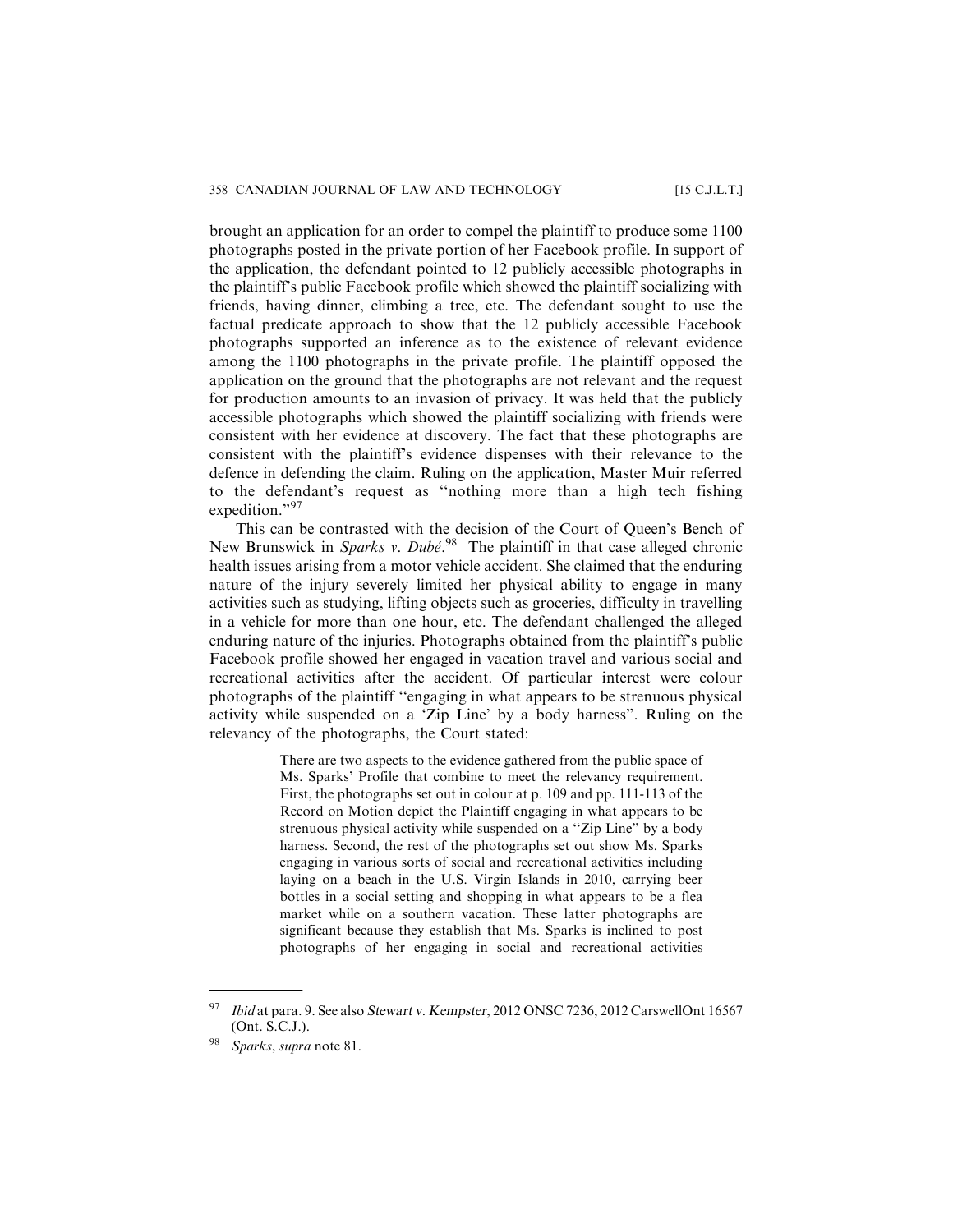brought an application for an order to compel the plaintiff to produce some 1100 photographs posted in the private portion of her Facebook profile. In support of the application, the defendant pointed to 12 publicly accessible photographs in the plaintiff's public Facebook profile which showed the plaintiff socializing with friends, having dinner, climbing a tree, etc. The defendant sought to use the factual predicate approach to show that the 12 publicly accessible Facebook photographs supported an inference as to the existence of relevant evidence among the 1100 photographs in the private profile. The plaintiff opposed the application on the ground that the photographs are not relevant and the request for production amounts to an invasion of privacy. It was held that the publicly accessible photographs which showed the plaintiff socializing with friends were consistent with her evidence at discovery. The fact that these photographs are consistent with the plaintiff's evidence dispenses with their relevance to the defence in defending the claim. Ruling on the application, Master Muir referred to the defendant's request as "nothing more than a high tech fishing expedition."[97]

This can be contrasted with the decision of the Court of Queen's Bench of New Brunswick in *Sparks v. Dubé*.[98] The plaintiff in that case alleged chronic health issues arising from a motor vehicle accident. She claimed that the enduring nature of the injury severely limited her physical ability to engage in many activities such as studying, lifting objects such as groceries, difficulty in travelling in a vehicle for more than one hour, etc. The defendant challenged the alleged enduring nature of the injuries. Photographs obtained from the plaintiff's public Facebook profile showed her engaged in vacation travel and various social and recreational activities after the accident. Of particular interest were colour photographs of the plaintiff "engaging in what appears to be strenuous physical activity while suspended on a 'Zip Line' by a body harness". Ruling on the relevancy of the photographs, the Court stated:

> There are two aspects to the evidence gathered from the public space of Ms. Sparks' Profile that combine to meet the relevancy requirement. First, the photographs set out in colour at p. 109 and pp. 111-113 of the Record on Motion depict the Plaintiff engaging in what appears to be strenuous physical activity while suspended on a "Zip Line" by a body harness. Second, the rest of the photographs set out show Ms. Sparks engaging in various sorts of social and recreational activities including laying on a beach in the U.S. Virgin Islands in 2010, carrying beer bottles in a social setting and shopping in what appears to be a flea market while on a southern vacation. These latter photographs are significant because they establish that Ms. Sparks is inclined to post photographs of her engaging in social and recreational activities

---

[97] *Ibid* at para. 9. See also Stewart v. Kempster, 2012 ONSC 7236, 2012 CarswellOnt 16567 (Ont. S.C.J.).

[98] *Sparks*, *supra* note 81.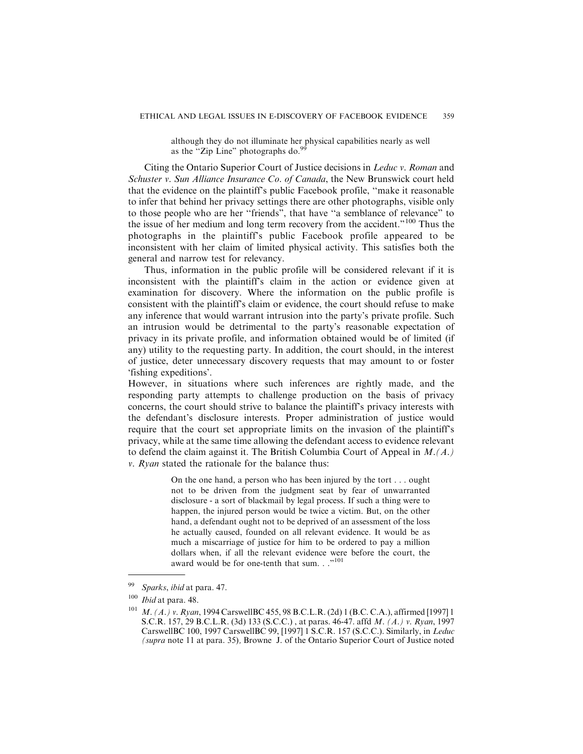> although they do not illuminate her physical capabilities nearly as well as the "Zip Line" photographs do.[99]

Citing the Ontario Superior Court of Justice decisions in *Leduc v. Roman* and *Schuster v. Sun Alliance Insurance Co. of Canada*, the New Brunswick court held that the evidence on the plaintiff's public Facebook profile, "make it reasonable to infer that behind her privacy settings there are other photographs, visible only to those people who are her "friends", that have "a semblance of relevance" to the issue of her medium and long term recovery from the accident."[100] Thus the photographs in the plaintiff's public Facebook profile appeared to be inconsistent with her claim of limited physical activity. This satisfies both the general and narrow test for relevancy.

Thus, information in the public profile will be considered relevant if it is inconsistent with the plaintiff's claim in the action or evidence given at examination for discovery. Where the information on the public profile is consistent with the plaintiff's claim or evidence, the court should refuse to make any inference that would warrant intrusion into the party's private profile. Such an intrusion would be detrimental to the party's reasonable expectation of privacy in its private profile, and information obtained would be of limited (if any) utility to the requesting party. In addition, the court should, in the interest of justice, deter unnecessary discovery requests that may amount to or foster 'fishing expeditions'.

However, in situations where such inferences are rightly made, and the responding party attempts to challenge production on the basis of privacy concerns, the court should strive to balance the plaintiff's privacy interests with the defendant's disclosure interests. Proper administration of justice would require that the court set appropriate limits on the invasion of the plaintiff's privacy, while at the same time allowing the defendant access to evidence relevant to defend the claim against it. The British Columbia Court of Appeal in *M.(A.) v. Ryan* stated the rationale for the balance thus:

> On the one hand, a person who has been injured by the tort . . . ought not to be driven from the judgment seat by fear of unwarranted disclosure - a sort of blackmail by legal process. If such a thing were to happen, the injured person would be twice a victim. But, on the other hand, a defendant ought not to be deprived of an assessment of the loss he actually caused, founded on all relevant evidence. It would be as much a miscarriage of justice for him to be ordered to pay a million dollars when, if all the relevant evidence were before the court, the award would be for one-tenth that sum. . ."[101]

---

[99] *Sparks*, *ibid* at para. 47.

[100] *Ibid* at para. 48.

[101] *M. (A.) v. Ryan*, 1994 CarswellBC 455, 98 B.C.L.R. (2d) 1 (B.C. C.A.), affirmed [1997] 1 S.C.R. 157, 29 B.C.L.R. (3d) 133 (S.C.C.) , at paras. 46-47. affd *M. (A.) v. Ryan*, 1997 CarswellBC 100, 1997 CarswellBC 99, [1997] 1 S.C.R. 157 (S.C.C.). Similarly, in *Leduc (supra* note 11 at para. 35*)*, Browne J. of the Ontario Superior Court of Justice noted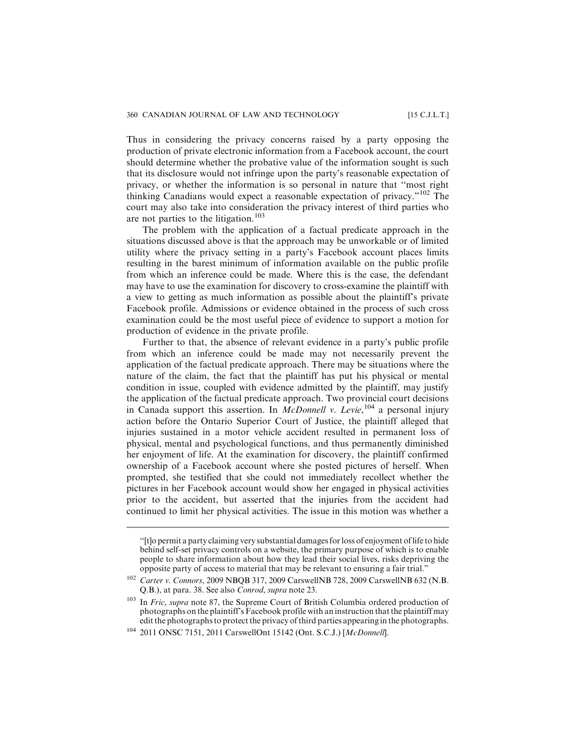Thus in considering the privacy concerns raised by a party opposing the production of private electronic information from a Facebook account, the court should determine whether the probative value of the information sought is such that its disclosure would not infringe upon the party's reasonable expectation of privacy, or whether the information is so personal in nature that "most right thinking Canadians would expect a reasonable expectation of privacy."[102] The court may also take into consideration the privacy interest of third parties who are not parties to the litigation.[103]

The problem with the application of a factual predicate approach in the situations discussed above is that the approach may be unworkable or of limited utility where the privacy setting in a party's Facebook account places limits resulting in the barest minimum of information available on the public profile from which an inference could be made. Where this is the case, the defendant may have to use the examination for discovery to cross-examine the plaintiff with a view to getting as much information as possible about the plaintiff's private Facebook profile. Admissions or evidence obtained in the process of such cross examination could be the most useful piece of evidence to support a motion for production of evidence in the private profile.

Further to that, the absence of relevant evidence in a party's public profile from which an inference could be made may not necessarily prevent the application of the factual predicate approach. There may be situations where the nature of the claim, the fact that the plaintiff has put his physical or mental condition in issue, coupled with evidence admitted by the plaintiff, may justify the application of the factual predicate approach. Two provincial court decisions in Canada support this assertion. In *McDonnell v. Levie*,[104] a personal injury action before the Ontario Superior Court of Justice, the plaintiff alleged that injuries sustained in a motor vehicle accident resulted in permanent loss of physical, mental and psychological functions, and thus permanently diminished her enjoyment of life. At the examination for discovery, the plaintiff confirmed ownership of a Facebook account where she posted pictures of herself. When prompted, she testified that she could not immediately recollect whether the pictures in her Facebook account would show her engaged in physical activities prior to the accident, but asserted that the injuries from the accident had continued to limit her physical activities. The issue in this motion was whether a

---

"[t]o permit a party claiming very substantial damages for loss of enjoyment of life to hide behind self-set privacy controls on a website, the primary purpose of which is to enable people to share information about how they lead their social lives, risks depriving the opposite party of access to material that may be relevant to ensuring a fair trial."

[102] *Carter v. Connors*, 2009 NBQB 317, 2009 CarswellNB 728, 2009 CarswellNB 632 (N.B. Q.B.), at para. 38. See also *Conrod*, *supra* note 23.

[103] In *Fric*, *supra* note 87, the Supreme Court of British Columbia ordered production of photographs on the plaintiff's Facebook profile with an instruction that the plaintiff may edit the photographs to protect the privacy of third parties appearing in the photographs.

[104] 2011 ONSC 7151, 2011 CarswellOnt 15142 (Ont. S.C.J.) [*McDonnell*].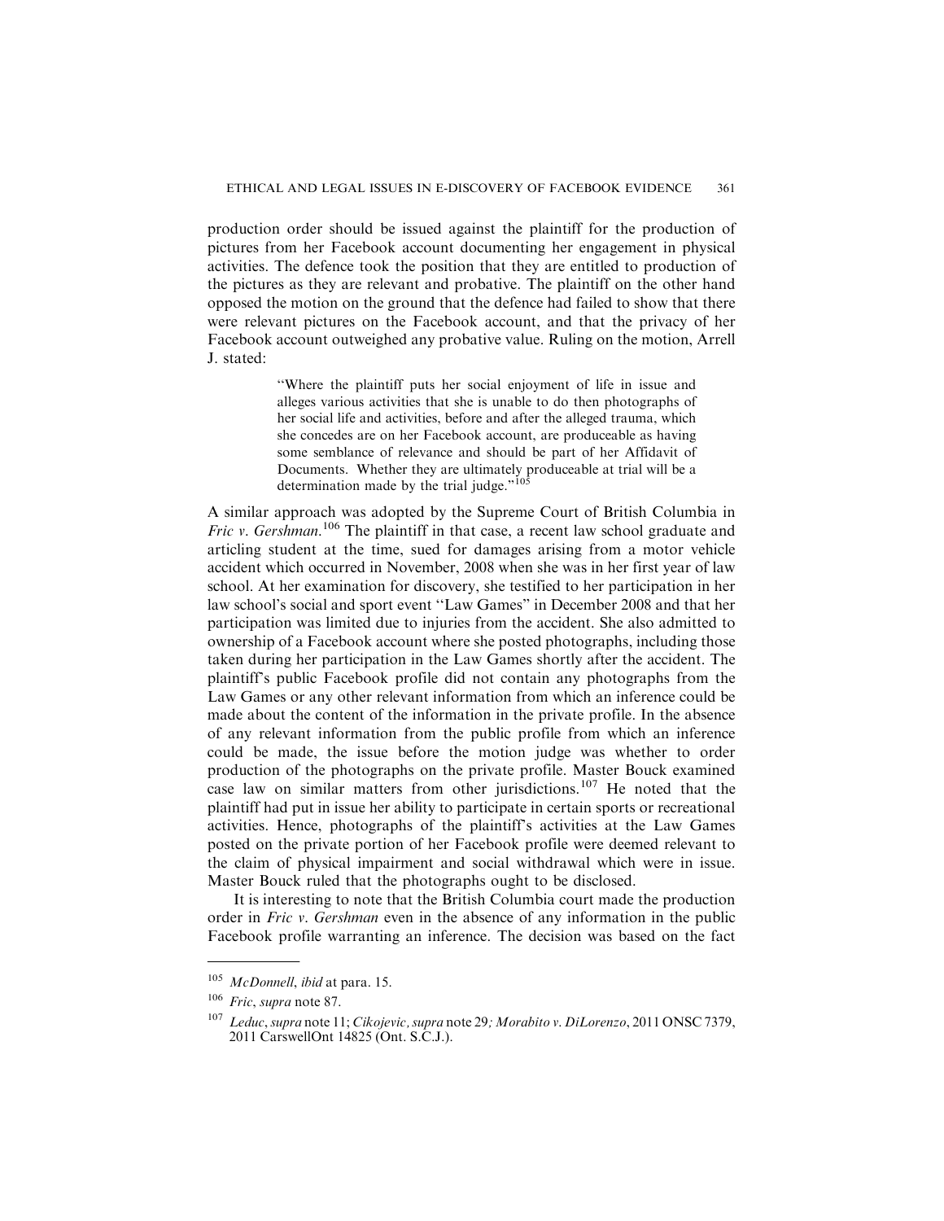production order should be issued against the plaintiff for the production of pictures from her Facebook account documenting her engagement in physical activities. The defence took the position that they are entitled to production of the pictures as they are relevant and probative. The plaintiff on the other hand opposed the motion on the ground that the defence had failed to show that there were relevant pictures on the Facebook account, and that the privacy of her Facebook account outweighed any probative value. Ruling on the motion, Arrell J. stated:

> "Where the plaintiff puts her social enjoyment of life in issue and alleges various activities that she is unable to do then photographs of her social life and activities, before and after the alleged trauma, which she concedes are on her Facebook account, are produceable as having some semblance of relevance and should be part of her Affidavit of Documents. Whether they are ultimately produceable at trial will be a determination made by the trial judge."[105]

A similar approach was adopted by the Supreme Court of British Columbia in *Fric v. Gershman*.[106] The plaintiff in that case, a recent law school graduate and articling student at the time, sued for damages arising from a motor vehicle accident which occurred in November, 2008 when she was in her first year of law school. At her examination for discovery, she testified to her participation in her law school's social and sport event "Law Games" in December 2008 and that her participation was limited due to injuries from the accident. She also admitted to ownership of a Facebook account where she posted photographs, including those taken during her participation in the Law Games shortly after the accident. The plaintiff's public Facebook profile did not contain any photographs from the Law Games or any other relevant information from which an inference could be made about the content of the information in the private profile. In the absence of any relevant information from the public profile from which an inference could be made, the issue before the motion judge was whether to order production of the photographs on the private profile. Master Bouck examined case law on similar matters from other jurisdictions.[107] He noted that the plaintiff had put in issue her ability to participate in certain sports or recreational activities. Hence, photographs of the plaintiff's activities at the Law Games posted on the private portion of her Facebook profile were deemed relevant to the claim of physical impairment and social withdrawal which were in issue. Master Bouck ruled that the photographs ought to be disclosed.

It is interesting to note that the British Columbia court made the production order in *Fric v. Gershman* even in the absence of any information in the public Facebook profile warranting an inference. The decision was based on the fact

---

[105] *McDonnell*, *ibid* at para. 15.

[106] *Fric*, *supra* note 87.

[107] *Leduc*, *supra* note 11; *Cikojevic*, *supra* note 29; *Morabito v. DiLorenzo*, 2011 ONSC 7379, 2011 CarswellOnt 14825 (Ont. S.C.J.).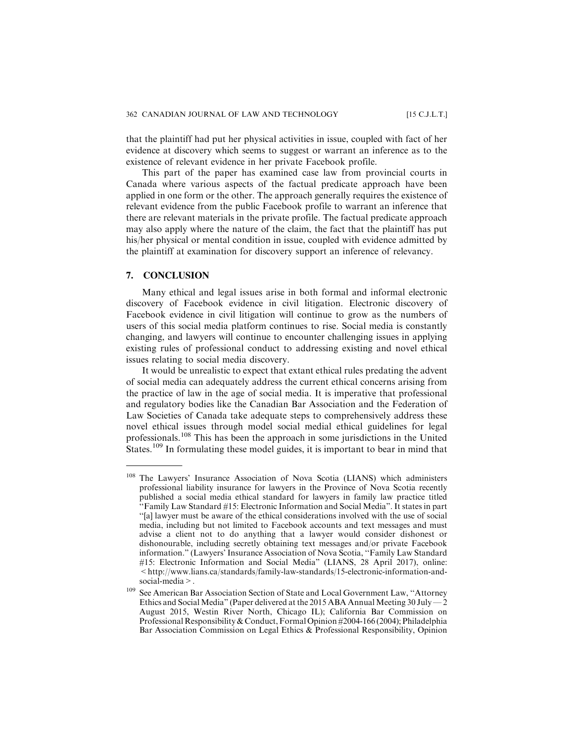that the plaintiff had put her physical activities in issue, coupled with fact of her evidence at discovery which seems to suggest or warrant an inference as to the existence of relevant evidence in her private Facebook profile.

This part of the paper has examined case law from provincial courts in Canada where various aspects of the factual predicate approach have been applied in one form or the other. The approach generally requires the existence of relevant evidence from the public Facebook profile to warrant an inference that there are relevant materials in the private profile. The factual predicate approach may also apply where the nature of the claim, the fact that the plaintiff has put his/her physical or mental condition in issue, coupled with evidence admitted by the plaintiff at examination for discovery support an inference of relevancy.

## 7. CONCLUSION

Many ethical and legal issues arise in both formal and informal electronic discovery of Facebook evidence in civil litigation. Electronic discovery of Facebook evidence in civil litigation will continue to grow as the numbers of users of this social media platform continues to rise. Social media is constantly changing, and lawyers will continue to encounter challenging issues in applying existing rules of professional conduct to addressing existing and novel ethical issues relating to social media discovery.

It would be unrealistic to expect that extant ethical rules predating the advent of social media can adequately address the current ethical concerns arising from the practice of law in the age of social media. It is imperative that professional and regulatory bodies like the Canadian Bar Association and the Federation of Law Societies of Canada take adequate steps to comprehensively address these novel ethical issues through model social medial ethical guidelines for legal professionals.[108] This has been the approach in some jurisdictions in the United States.[109] In formulating these model guides, it is important to bear in mind that

---

[108] The Lawyers' Insurance Association of Nova Scotia (LIANS) which administers professional liability insurance for lawyers in the Province of Nova Scotia recently published a social media ethical standard for lawyers in family law practice titled "Family Law Standard #15: Electronic Information and Social Media". It states in part "[a] lawyer must be aware of the ethical considerations involved with the use of social media, including but not limited to Facebook accounts and text messages and must advise a client not to do anything that a lawyer would consider dishonest or dishonourable, including secretly obtaining text messages and/or private Facebook information." (Lawyers' Insurance Association of Nova Scotia, "Family Law Standard #15: Electronic Information and Social Media" (LIANS, 28 April 2017), online: <http://www.lians.ca/standards/family-law-standards/15-electronic-information-and-social-media>.

[109] See American Bar Association Section of State and Local Government Law, "Attorney Ethics and Social Media" (Paper delivered at the 2015 ABA Annual Meeting 30 July — 2 August 2015, Westin River North, Chicago IL); California Bar Commission on Professional Responsibility & Conduct, Formal Opinion #2004-166 (2004); Philadelphia Bar Association Commission on Legal Ethics & Professional Responsibility, Opinion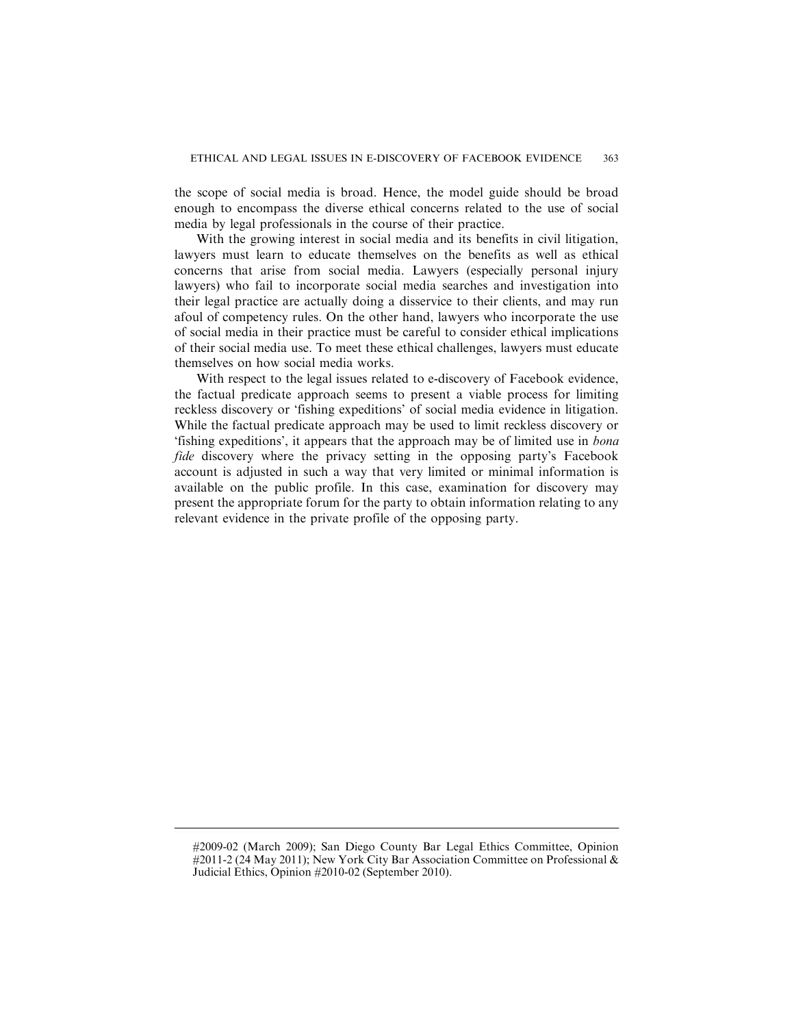the scope of social media is broad. Hence, the model guide should be broad enough to encompass the diverse ethical concerns related to the use of social media by legal professionals in the course of their practice.

With the growing interest in social media and its benefits in civil litigation, lawyers must learn to educate themselves on the benefits as well as ethical concerns that arise from social media. Lawyers (especially personal injury lawyers) who fail to incorporate social media searches and investigation into their legal practice are actually doing a disservice to their clients, and may run afoul of competency rules. On the other hand, lawyers who incorporate the use of social media in their practice must be careful to consider ethical implications of their social media use. To meet these ethical challenges, lawyers must educate themselves on how social media works.

With respect to the legal issues related to e-discovery of Facebook evidence, the factual predicate approach seems to present a viable process for limiting reckless discovery or 'fishing expeditions' of social media evidence in litigation. While the factual predicate approach may be used to limit reckless discovery or 'fishing expeditions', it appears that the approach may be of limited use in *bona fide* discovery where the privacy setting in the opposing party's Facebook account is adjusted in such a way that very limited or minimal information is available on the public profile. In this case, examination for discovery may present the appropriate forum for the party to obtain information relating to any relevant evidence in the private profile of the opposing party.

---

#2009-02 (March 2009); San Diego County Bar Legal Ethics Committee, Opinion #2011-2 (24 May 2011); New York City Bar Association Committee on Professional & Judicial Ethics, Opinion #2010-02 (September 2010).